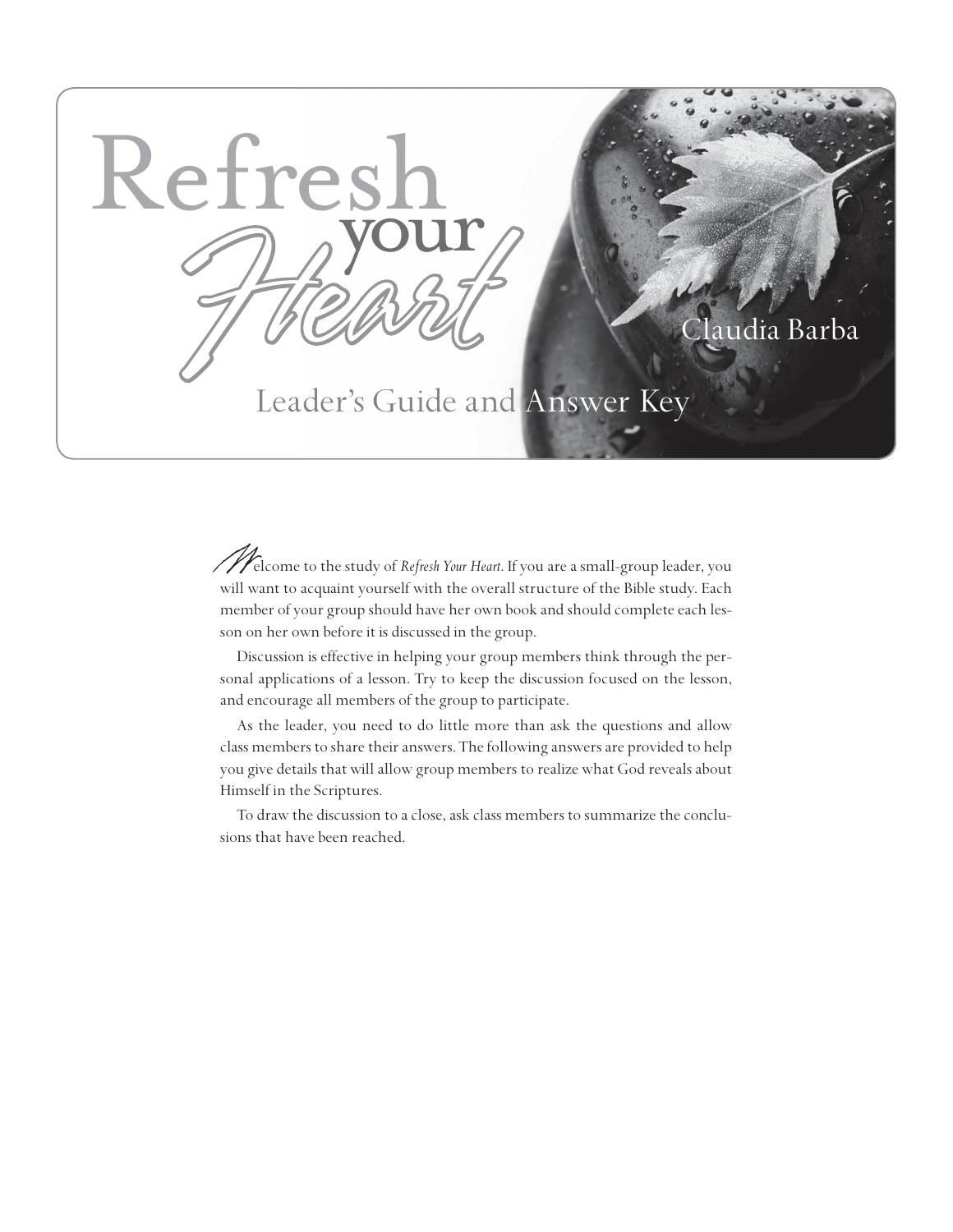# Refresh your Heart

Claudia Barba

## Leader's Guide and Answer Key

Welcome to the study of *Refresh Your Heart*. If you are a small-group leader, you will want to acquaint yourself with the overall structure of the Bible study. Each member of your group should have her own book and should complete each lesson on her own before it is discussed in the group.

Discussion is effective in helping your group members think through the personal applications of a lesson. Try to keep the discussion focused on the lesson, and encourage all members of the group to participate.

As the leader, you need to do little more than ask the questions and allow class members to share their answers. The following answers are provided to help you give details that will allow group members to realize what God reveals about Himself in the Scriptures.

To draw the discussion to a close, ask class members to summarize the conclusions that have been reached.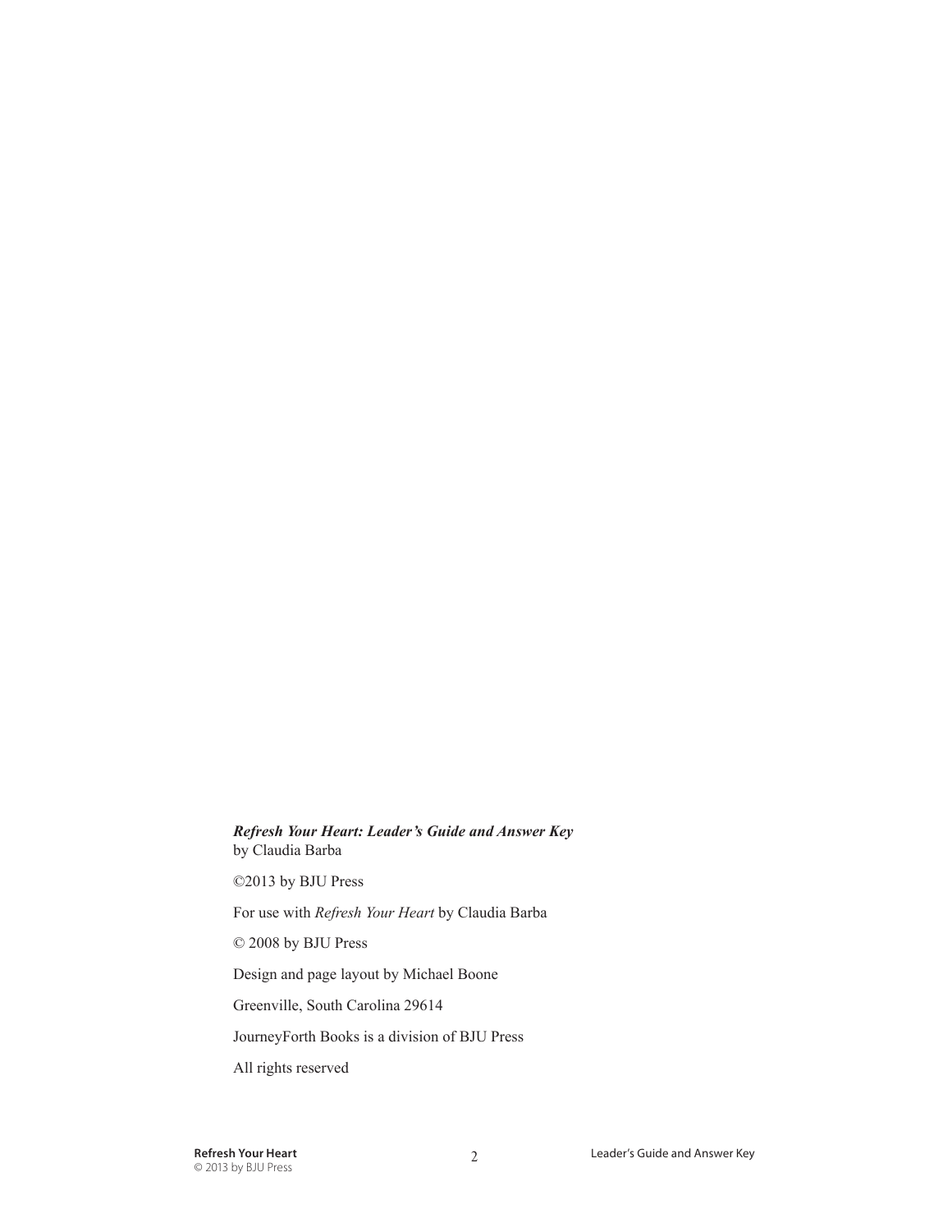***Refresh Your Heart: Leader's Guide and Answer Key***
by Claudia Barba

©2013 by BJU Press

For use with *Refresh Your Heart* by Claudia Barba

© 2008 by BJU Press

Design and page layout by Michael Boone

Greenville, South Carolina 29614

JourneyForth Books is a division of BJU Press

All rights reserved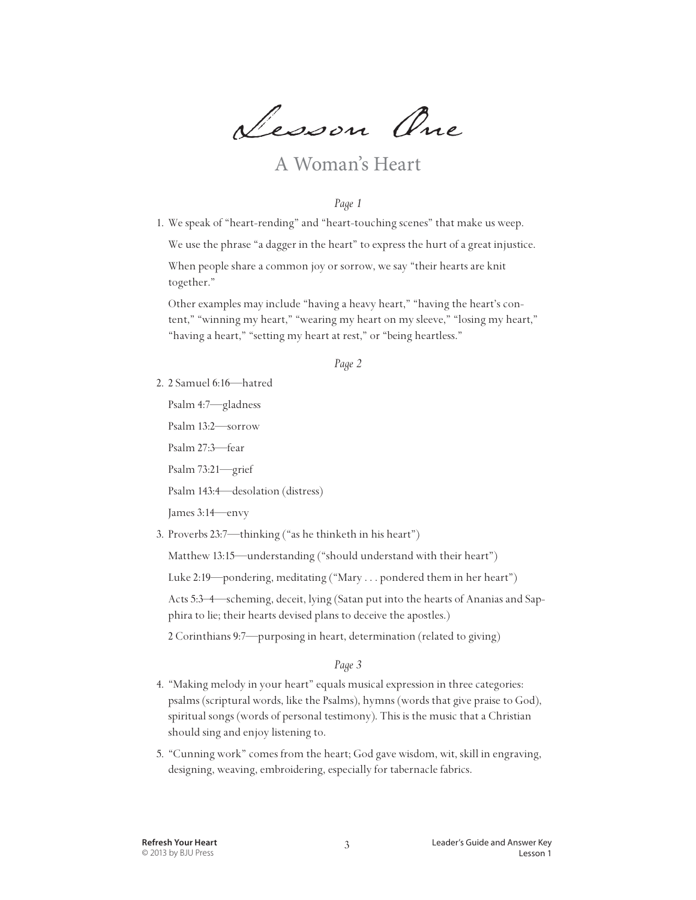# Lesson One

## A Woman's Heart

*Page 1*

1. We speak of "heart-rending" and "heart-touching scenes" that make us weep.

   We use the phrase "a dagger in the heart" to express the hurt of a great injustice.

   When people share a common joy or sorrow, we say "their hearts are knit together."

   Other examples may include "having a heavy heart," "having the heart's content," "winning my heart," "wearing my heart on my sleeve," "losing my heart," "having a heart," "setting my heart at rest," or "being heartless."

*Page 2*

2. 2 Samuel 6:16—hatred

   Psalm 4:7—gladness

   Psalm 13:2—sorrow

   Psalm 27:3—fear

   Psalm 73:21—grief

   Psalm 143:4—desolation (distress)

   James 3:14—envy

3. Proverbs 23:7—thinking ("as he thinketh in his heart")

   Matthew 13:15—understanding ("should understand with their heart")

   Luke 2:19—pondering, meditating ("Mary . . . pondered them in her heart")

   Acts 5:3–4—scheming, deceit, lying (Satan put into the hearts of Ananias and Sapphira to lie; their hearts devised plans to deceive the apostles.)

   2 Corinthians 9:7—purposing in heart, determination (related to giving)

*Page 3*

4. "Making melody in your heart" equals musical expression in three categories: psalms (scriptural words, like the Psalms), hymns (words that give praise to God), spiritual songs (words of personal testimony). This is the music that a Christian should sing and enjoy listening to.

5. "Cunning work" comes from the heart; God gave wisdom, wit, skill in engraving, designing, weaving, embroidering, especially for tabernacle fabrics.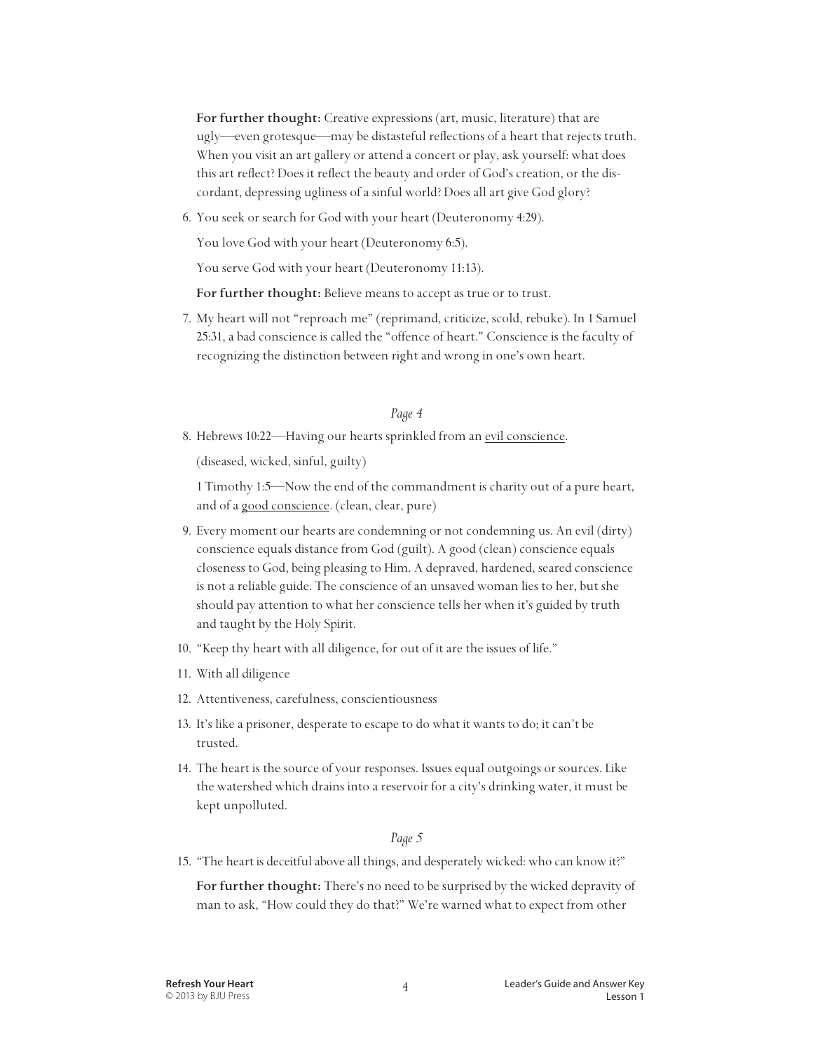**For further thought:** Creative expressions (art, music, literature) that are ugly—even grotesque—may be distasteful reflections of a heart that rejects truth. When you visit an art gallery or attend a concert or play, ask yourself: what does this art reflect? Does it reflect the beauty and order of God's creation, or the discordant, depressing ugliness of a sinful world? Does all art give God glory?

6. You seek or search for God with your heart (Deuteronomy 4:29).

   You love God with your heart (Deuteronomy 6:5).

   You serve God with your heart (Deuteronomy 11:13).

   **For further thought:** Believe means to accept as true or to trust.

7. My heart will not "reproach me" (reprimand, criticize, scold, rebuke). In 1 Samuel 25:31, a bad conscience is called the "offence of heart." Conscience is the faculty of recognizing the distinction between right and wrong in one's own heart.

*Page 4*

8. Hebrews 10:22—Having our hearts sprinkled from an <u>evil conscience</u>.

   (diseased, wicked, sinful, guilty)

   1 Timothy 1:5—Now the end of the commandment is charity out of a pure heart, and of a <u>good conscience</u>. (clean, clear, pure)

9. Every moment our hearts are condemning or not condemning us. An evil (dirty) conscience equals distance from God (guilt). A good (clean) conscience equals closeness to God, being pleasing to Him. A depraved, hardened, seared conscience is not a reliable guide. The conscience of an unsaved woman lies to her, but she should pay attention to what her conscience tells her when it's guided by truth and taught by the Holy Spirit.

10. "Keep thy heart with all diligence, for out of it are the issues of life."

11. With all diligence

12. Attentiveness, carefulness, conscientiousness

13. It's like a prisoner, desperate to escape to do what it wants to do; it can't be trusted.

14. The heart is the source of your responses. Issues equal outgoings or sources. Like the watershed which drains into a reservoir for a city's drinking water, it must be kept unpolluted.

*Page 5*

15. "The heart is deceitful above all things, and desperately wicked: who can know it?"

    **For further thought:** There's no need to be surprised by the wicked depravity of man to ask, "How could they do that?" We're warned what to expect from other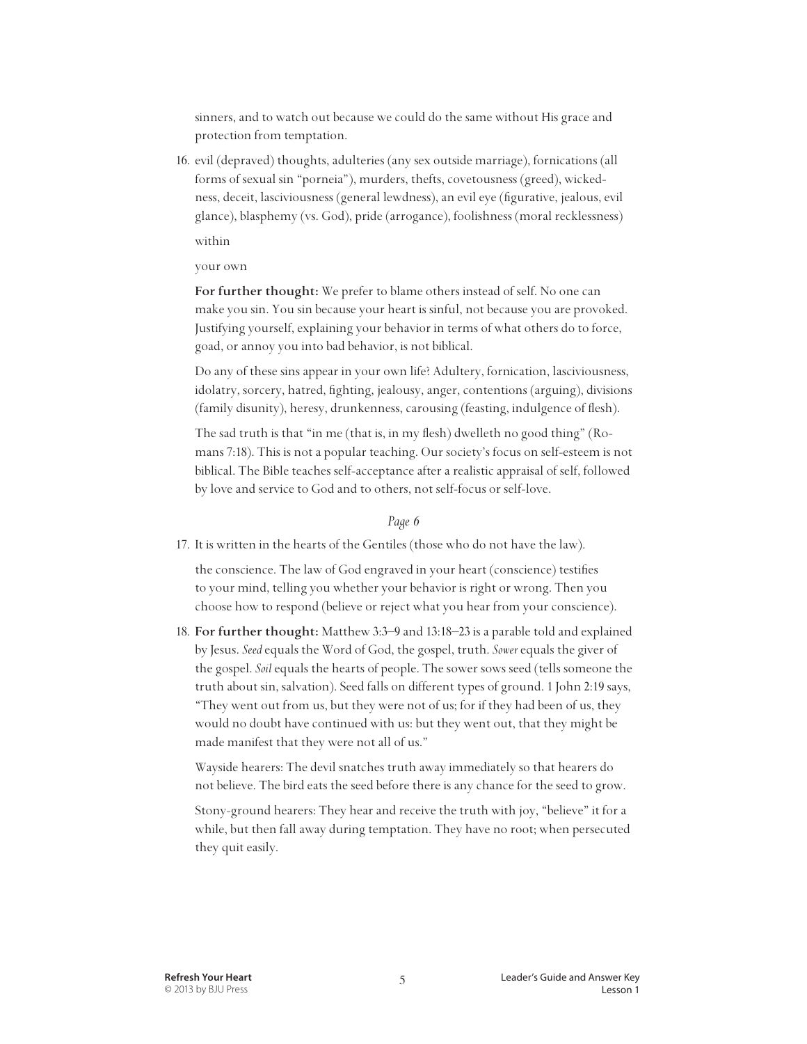sinners, and to watch out because we could do the same without His grace and protection from temptation.

16. evil (depraved) thoughts, adulteries (any sex outside marriage), fornications (all forms of sexual sin "porneia"), murders, thefts, covetousness (greed), wickedness, deceit, lasciviousness (general lewdness), an evil eye (figurative, jealous, evil glance), blasphemy (vs. God), pride (arrogance), foolishness (moral recklessness)

    within

    your own

    **For further thought:** We prefer to blame others instead of self. No one can make you sin. You sin because your heart is sinful, not because you are provoked. Justifying yourself, explaining your behavior in terms of what others do to force, goad, or annoy you into bad behavior, is not biblical.

    Do any of these sins appear in your own life? Adultery, fornication, lasciviousness, idolatry, sorcery, hatred, fighting, jealousy, anger, contentions (arguing), divisions (family disunity), heresy, drunkenness, carousing (feasting, indulgence of flesh).

    The sad truth is that "in me (that is, in my flesh) dwelleth no good thing" (Romans 7:18). This is not a popular teaching. Our society's focus on self-esteem is not biblical. The Bible teaches self-acceptance after a realistic appraisal of self, followed by love and service to God and to others, not self-focus or self-love.

*Page 6*

17. It is written in the hearts of the Gentiles (those who do not have the law).

    the conscience. The law of God engraved in your heart (conscience) testifies to your mind, telling you whether your behavior is right or wrong. Then you choose how to respond (believe or reject what you hear from your conscience).

18. **For further thought:** Matthew 3:3–9 and 13:18–23 is a parable told and explained by Jesus. *Seed* equals the Word of God, the gospel, truth. *Sower* equals the giver of the gospel. *Soil* equals the hearts of people. The sower sows seed (tells someone the truth about sin, salvation). Seed falls on different types of ground. 1 John 2:19 says, "They went out from us, but they were not of us; for if they had been of us, they would no doubt have continued with us: but they went out, that they might be made manifest that they were not all of us."

    Wayside hearers: The devil snatches truth away immediately so that hearers do not believe. The bird eats the seed before there is any chance for the seed to grow.

    Stony-ground hearers: They hear and receive the truth with joy, "believe" it for a while, but then fall away during temptation. They have no root; when persecuted they quit easily.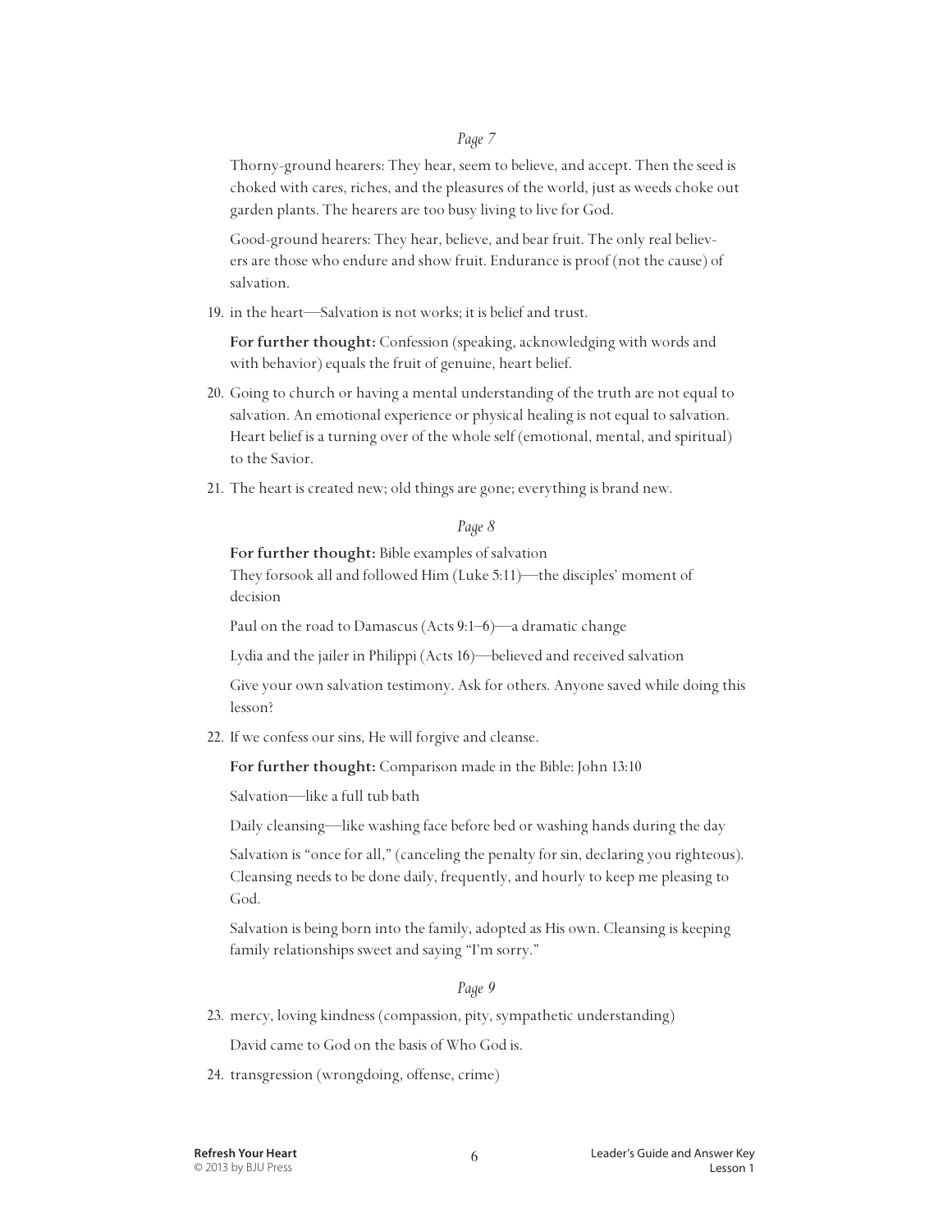*Page 7*

Thorny-ground hearers: They hear, seem to believe, and accept. Then the seed is choked with cares, riches, and the pleasures of the world, just as weeds choke out garden plants. The hearers are too busy living to live for God.

Good-ground hearers: They hear, believe, and bear fruit. The only real believers are those who endure and show fruit. Endurance is proof (not the cause) of salvation.

19. in the heart—Salvation is not works; it is belief and trust.

    **For further thought:** Confession (speaking, acknowledging with words and with behavior) equals the fruit of genuine, heart belief.

20. Going to church or having a mental understanding of the truth are not equal to salvation. An emotional experience or physical healing is not equal to salvation. Heart belief is a turning over of the whole self (emotional, mental, and spiritual) to the Savior.

21. The heart is created new; old things are gone; everything is brand new.

*Page 8*

**For further thought:** Bible examples of salvation

They forsook all and followed Him (Luke 5:11)—the disciples' moment of decision

Paul on the road to Damascus (Acts 9:1–6)—a dramatic change

Lydia and the jailer in Philippi (Acts 16)—believed and received salvation

Give your own salvation testimony. Ask for others. Anyone saved while doing this lesson?

22. If we confess our sins, He will forgive and cleanse.

    **For further thought:** Comparison made in the Bible: John 13:10

    Salvation—like a full tub bath

    Daily cleansing—like washing face before bed or washing hands during the day

    Salvation is "once for all," (canceling the penalty for sin, declaring you righteous). Cleansing needs to be done daily, frequently, and hourly to keep me pleasing to God.

    Salvation is being born into the family, adopted as His own. Cleansing is keeping family relationships sweet and saying "I'm sorry."

*Page 9*

23. mercy, loving kindness (compassion, pity, sympathetic understanding)

    David came to God on the basis of Who God is.

24. transgression (wrongdoing, offense, crime)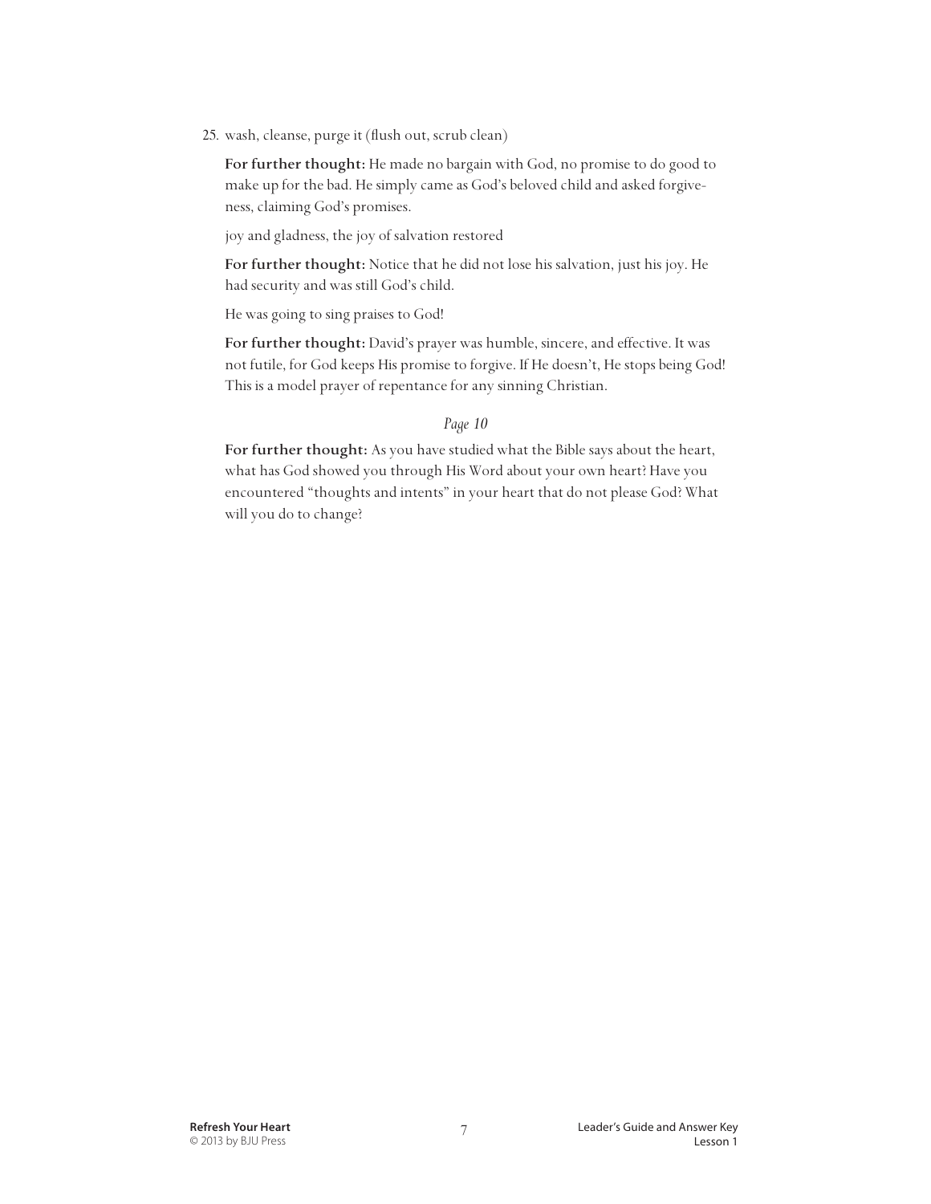25. wash, cleanse, purge it (flush out, scrub clean)

    **For further thought:** He made no bargain with God, no promise to do good to make up for the bad. He simply came as God's beloved child and asked forgiveness, claiming God's promises.

    joy and gladness, the joy of salvation restored

    **For further thought:** Notice that he did not lose his salvation, just his joy. He had security and was still God's child.

    He was going to sing praises to God!

    **For further thought:** David's prayer was humble, sincere, and effective. It was not futile, for God keeps His promise to forgive. If He doesn't, He stops being God! This is a model prayer of repentance for any sinning Christian.

*Page 10*

**For further thought:** As you have studied what the Bible says about the heart, what has God showed you through His Word about your own heart? Have you encountered "thoughts and intents" in your heart that do not please God? What will you do to change?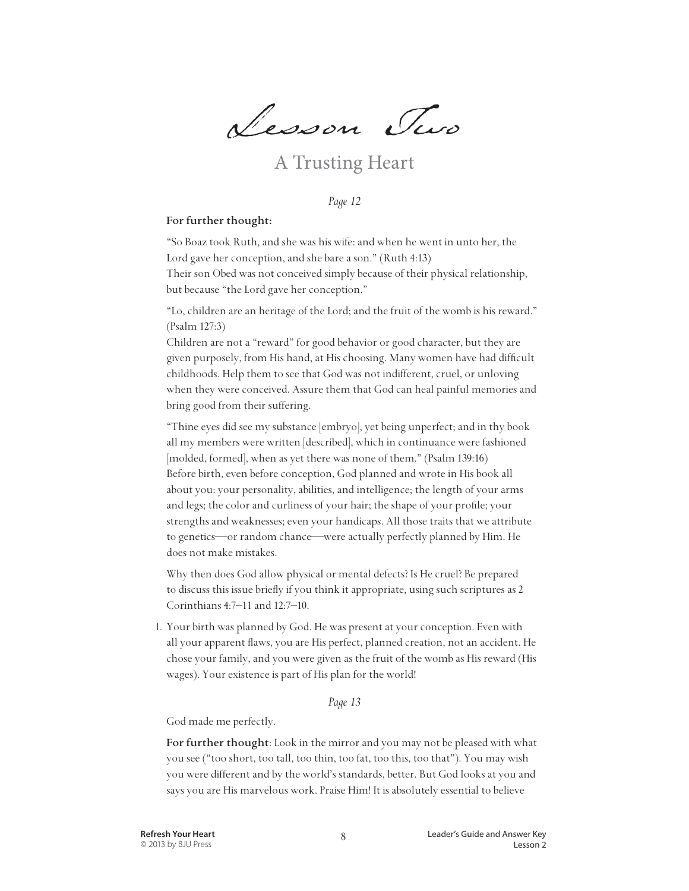# Lesson Two

## A Trusting Heart

*Page 12*

**For further thought:**

"So Boaz took Ruth, and she was his wife: and when he went in unto her, the Lord gave her conception, and she bare a son." (Ruth 4:13)
Their son Obed was not conceived simply because of their physical relationship, but because "the Lord gave her conception."

"Lo, children are an heritage of the Lord; and the fruit of the womb is his reward." (Psalm 127:3)
Children are not a "reward" for good behavior or good character, but they are given purposely, from His hand, at His choosing. Many women have had difficult childhoods. Help them to see that God was not indifferent, cruel, or unloving when they were conceived. Assure them that God can heal painful memories and bring good from their suffering.

"Thine eyes did see my substance [embryo], yet being unperfect; and in thy book all my members were written [described], which in continuance were fashioned [molded, formed], when as yet there was none of them." (Psalm 139:16)
Before birth, even before conception, God planned and wrote in His book all about you: your personality, abilities, and intelligence; the length of your arms and legs; the color and curliness of your hair; the shape of your profile; your strengths and weaknesses; even your handicaps. All those traits that we attribute to genetics—or random chance—were actually perfectly planned by Him. He does not make mistakes.

Why then does God allow physical or mental defects? Is He cruel? Be prepared to discuss this issue briefly if you think it appropriate, using such scriptures as 2 Corinthians 4:7–11 and 12:7–10.

1. Your birth was planned by God. He was present at your conception. Even with all your apparent flaws, you are His perfect, planned creation, not an accident. He chose your family, and you were given as the fruit of the womb as His reward (His wages). Your existence is part of His plan for the world!

*Page 13*

God made me perfectly.

**For further thought**: Look in the mirror and you may not be pleased with what you see ("too short, too tall, too thin, too fat, too this, too that"). You may wish you were different and by the world's standards, better. But God looks at you and says you are His marvelous work. Praise Him! It is absolutely essential to believe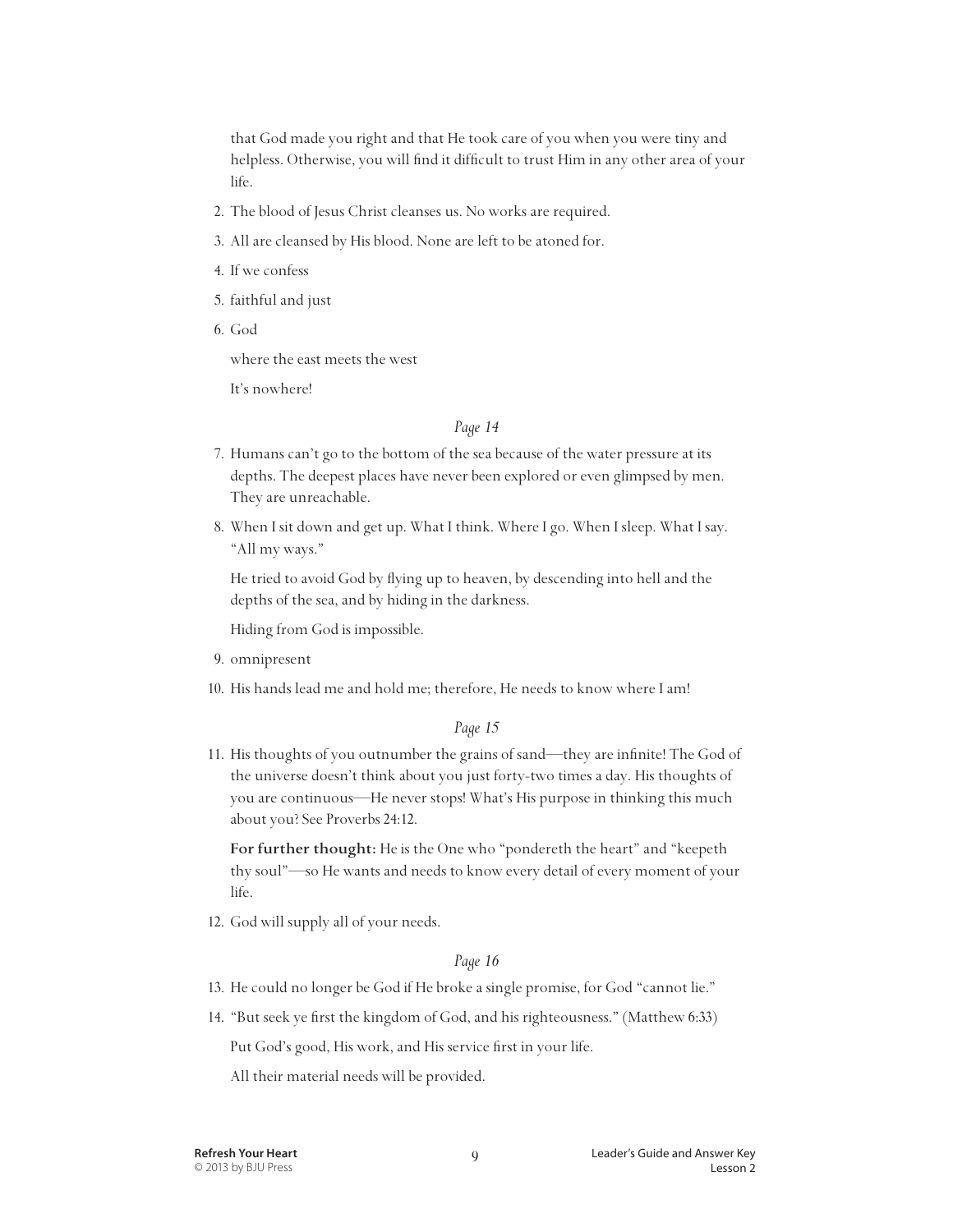that God made you right and that He took care of you when you were tiny and helpless. Otherwise, you will find it difficult to trust Him in any other area of your life.

2. The blood of Jesus Christ cleanses us. No works are required.
3. All are cleansed by His blood. None are left to be atoned for.
4. If we confess
5. faithful and just
6. God

   where the east meets the west

   It's nowhere!

*Page 14*

7. Humans can't go to the bottom of the sea because of the water pressure at its depths. The deepest places have never been explored or even glimpsed by men. They are unreachable.
8. When I sit down and get up. What I think. Where I go. When I sleep. What I say. "All my ways."

   He tried to avoid God by flying up to heaven, by descending into hell and the depths of the sea, and by hiding in the darkness.

   Hiding from God is impossible.
9. omnipresent
10. His hands lead me and hold me; therefore, He needs to know where I am!

*Page 15*

11. His thoughts of you outnumber the grains of sand—they are infinite! The God of the universe doesn't think about you just forty-two times a day. His thoughts of you are continuous—He never stops! What's His purpose in thinking this much about you? See Proverbs 24:12.

    **For further thought:** He is the One who "pondereth the heart" and "keepeth thy soul"—so He wants and needs to know every detail of every moment of your life.
12. God will supply all of your needs.

*Page 16*

13. He could no longer be God if He broke a single promise, for God "cannot lie."
14. "But seek ye first the kingdom of God, and his righteousness." (Matthew 6:33)

    Put God's good, His work, and His service first in your life.

    All their material needs will be provided.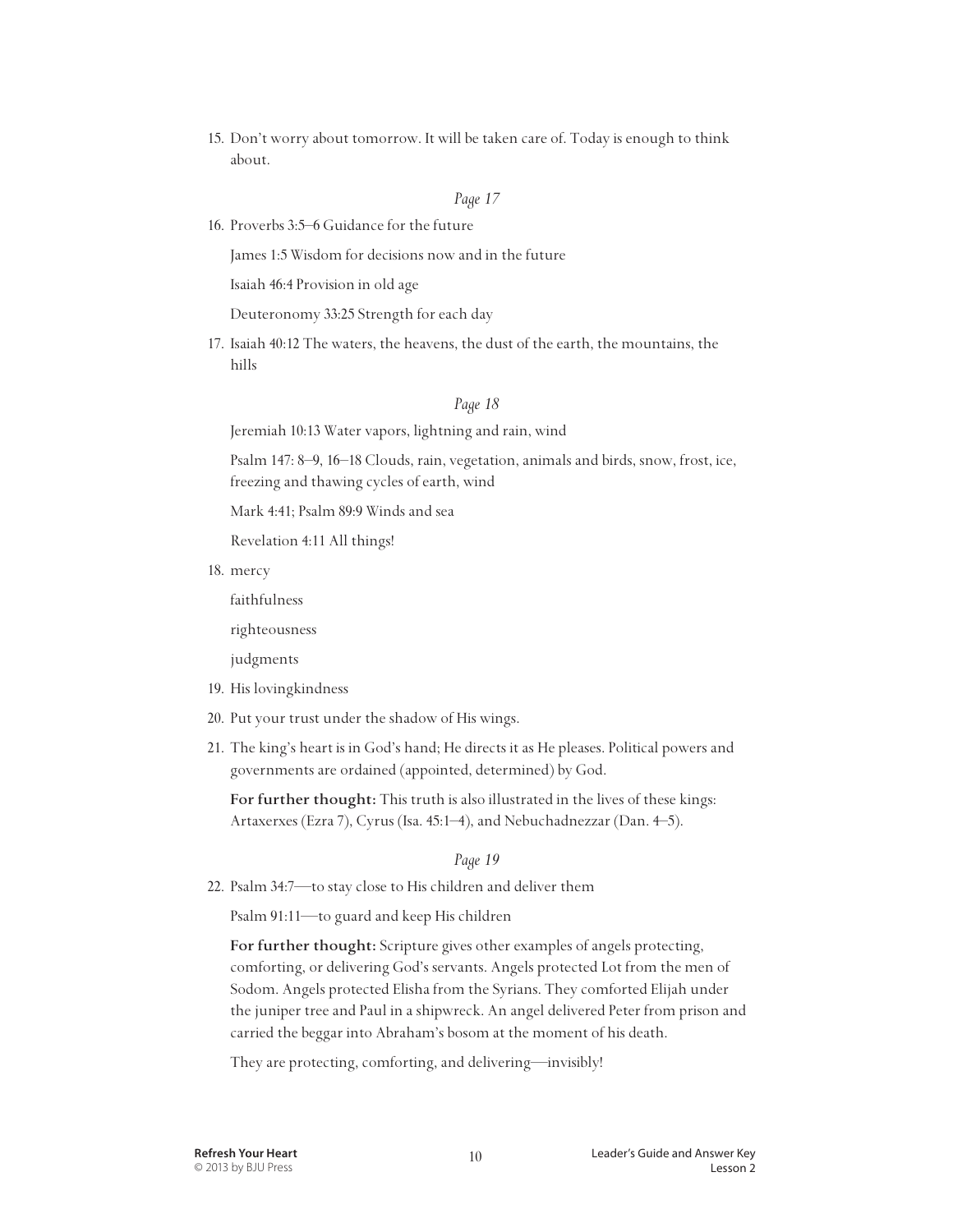15. Don't worry about tomorrow. It will be taken care of. Today is enough to think about.

*Page 17*

16. Proverbs 3:5–6 Guidance for the future

    James 1:5 Wisdom for decisions now and in the future

    Isaiah 46:4 Provision in old age

    Deuteronomy 33:25 Strength for each day

17. Isaiah 40:12 The waters, the heavens, the dust of the earth, the mountains, the hills

*Page 18*

    Jeremiah 10:13 Water vapors, lightning and rain, wind

    Psalm 147: 8–9, 16–18 Clouds, rain, vegetation, animals and birds, snow, frost, ice, freezing and thawing cycles of earth, wind

    Mark 4:41; Psalm 89:9 Winds and sea

    Revelation 4:11 All things!

18. mercy

    faithfulness

    righteousness

    judgments

19. His lovingkindness

20. Put your trust under the shadow of His wings.

21. The king's heart is in God's hand; He directs it as He pleases. Political powers and governments are ordained (appointed, determined) by God.

    **For further thought:** This truth is also illustrated in the lives of these kings: Artaxerxes (Ezra 7), Cyrus (Isa. 45:1–4), and Nebuchadnezzar (Dan. 4–5).

*Page 19*

22. Psalm 34:7—to stay close to His children and deliver them

    Psalm 91:11—to guard and keep His children

    **For further thought:** Scripture gives other examples of angels protecting, comforting, or delivering God's servants. Angels protected Lot from the men of Sodom. Angels protected Elisha from the Syrians. They comforted Elijah under the juniper tree and Paul in a shipwreck. An angel delivered Peter from prison and carried the beggar into Abraham's bosom at the moment of his death.

    They are protecting, comforting, and delivering—invisibly!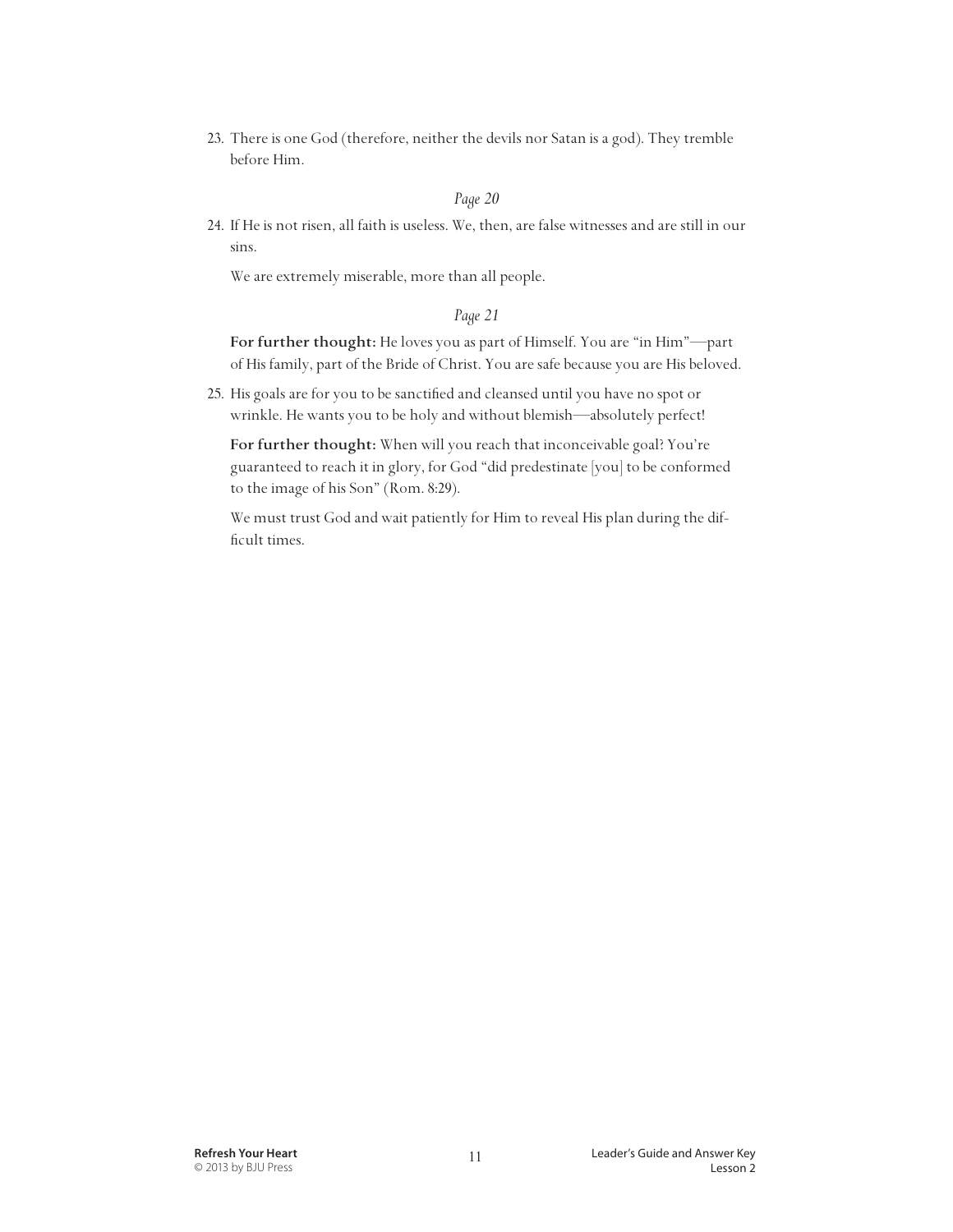23. There is one God (therefore, neither the devils nor Satan is a god). They tremble before Him.

*Page 20*

24. If He is not risen, all faith is useless. We, then, are false witnesses and are still in our sins.

    We are extremely miserable, more than all people.

*Page 21*

**For further thought:** He loves you as part of Himself. You are "in Him"—part of His family, part of the Bride of Christ. You are safe because you are His beloved.

25. His goals are for you to be sanctified and cleansed until you have no spot or wrinkle. He wants you to be holy and without blemish—absolutely perfect!

    **For further thought:** When will you reach that inconceivable goal? You're guaranteed to reach it in glory, for God "did predestinate [you] to be conformed to the image of his Son" (Rom. 8:29).

    We must trust God and wait patiently for Him to reveal His plan during the difficult times.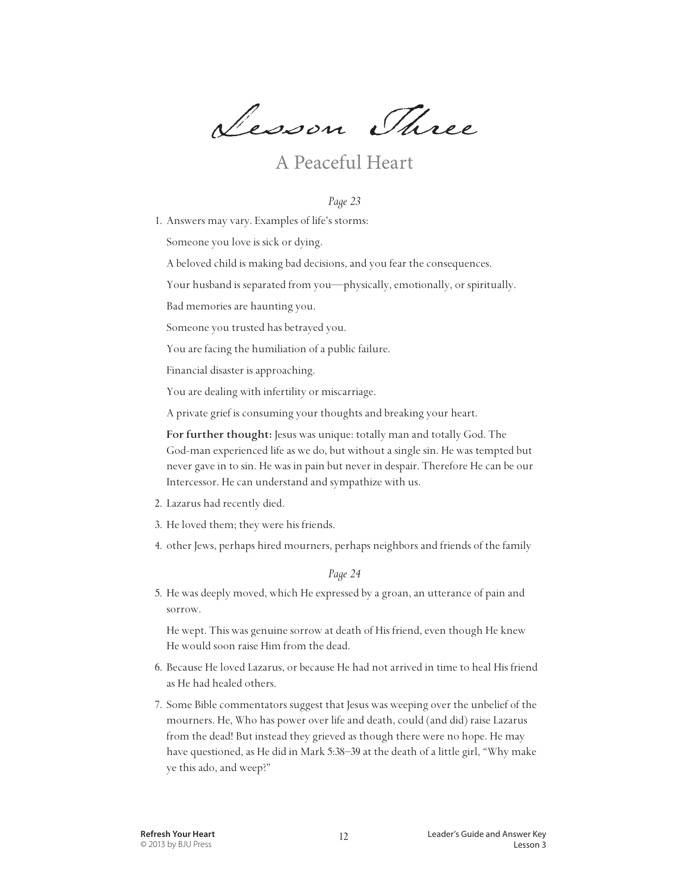# Lesson Three

## A Peaceful Heart

*Page 23*

1. Answers may vary. Examples of life's storms:

   Someone you love is sick or dying.

   A beloved child is making bad decisions, and you fear the consequences.

   Your husband is separated from you—physically, emotionally, or spiritually.

   Bad memories are haunting you.

   Someone you trusted has betrayed you.

   You are facing the humiliation of a public failure.

   Financial disaster is approaching.

   You are dealing with infertility or miscarriage.

   A private grief is consuming your thoughts and breaking your heart.

   **For further thought:** Jesus was unique: totally man and totally God. The God-man experienced life as we do, but without a single sin. He was tempted but never gave in to sin. He was in pain but never in despair. Therefore He can be our Intercessor. He can understand and sympathize with us.

2. Lazarus had recently died.
3. He loved them; they were his friends.
4. other Jews, perhaps hired mourners, perhaps neighbors and friends of the family

*Page 24*

5. He was deeply moved, which He expressed by a groan, an utterance of pain and sorrow.

   He wept. This was genuine sorrow at death of His friend, even though He knew He would soon raise Him from the dead.

6. Because He loved Lazarus, or because He had not arrived in time to heal His friend as He had healed others.
7. Some Bible commentators suggest that Jesus was weeping over the unbelief of the mourners. He, Who has power over life and death, could (and did) raise Lazarus from the dead! But instead they grieved as though there were no hope. He may have questioned, as He did in Mark 5:38–39 at the death of a little girl, "Why make ye this ado, and weep?"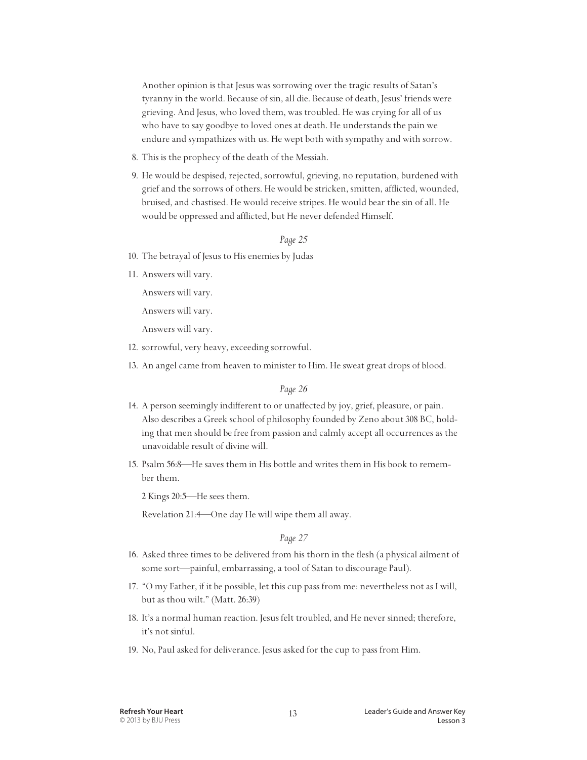Another opinion is that Jesus was sorrowing over the tragic results of Satan's tyranny in the world. Because of sin, all die. Because of death, Jesus' friends were grieving. And Jesus, who loved them, was troubled. He was crying for all of us who have to say goodbye to loved ones at death. He understands the pain we endure and sympathizes with us. He wept both with sympathy and with sorrow.

8. This is the prophecy of the death of the Messiah.
9. He would be despised, rejected, sorrowful, grieving, no reputation, burdened with grief and the sorrows of others. He would be stricken, smitten, afflicted, wounded, bruised, and chastised. He would receive stripes. He would bear the sin of all. He would be oppressed and afflicted, but He never defended Himself.

*Page 25*

10. The betrayal of Jesus to His enemies by Judas
11. Answers will vary.

    Answers will vary.

    Answers will vary.

    Answers will vary.
12. sorrowful, very heavy, exceeding sorrowful.
13. An angel came from heaven to minister to Him. He sweat great drops of blood.

*Page 26*

14. A person seemingly indifferent to or unaffected by joy, grief, pleasure, or pain. Also describes a Greek school of philosophy founded by Zeno about 308 BC, holding that men should be free from passion and calmly accept all occurrences as the unavoidable result of divine will.
15. Psalm 56:8—He saves them in His bottle and writes them in His book to remember them.

    2 Kings 20:5—He sees them.

    Revelation 21:4—One day He will wipe them all away.

*Page 27*

16. Asked three times to be delivered from his thorn in the flesh (a physical ailment of some sort—painful, embarrassing, a tool of Satan to discourage Paul).
17. "O my Father, if it be possible, let this cup pass from me: nevertheless not as I will, but as thou wilt." (Matt. 26:39)
18. It's a normal human reaction. Jesus felt troubled, and He never sinned; therefore, it's not sinful.
19. No, Paul asked for deliverance. Jesus asked for the cup to pass from Him.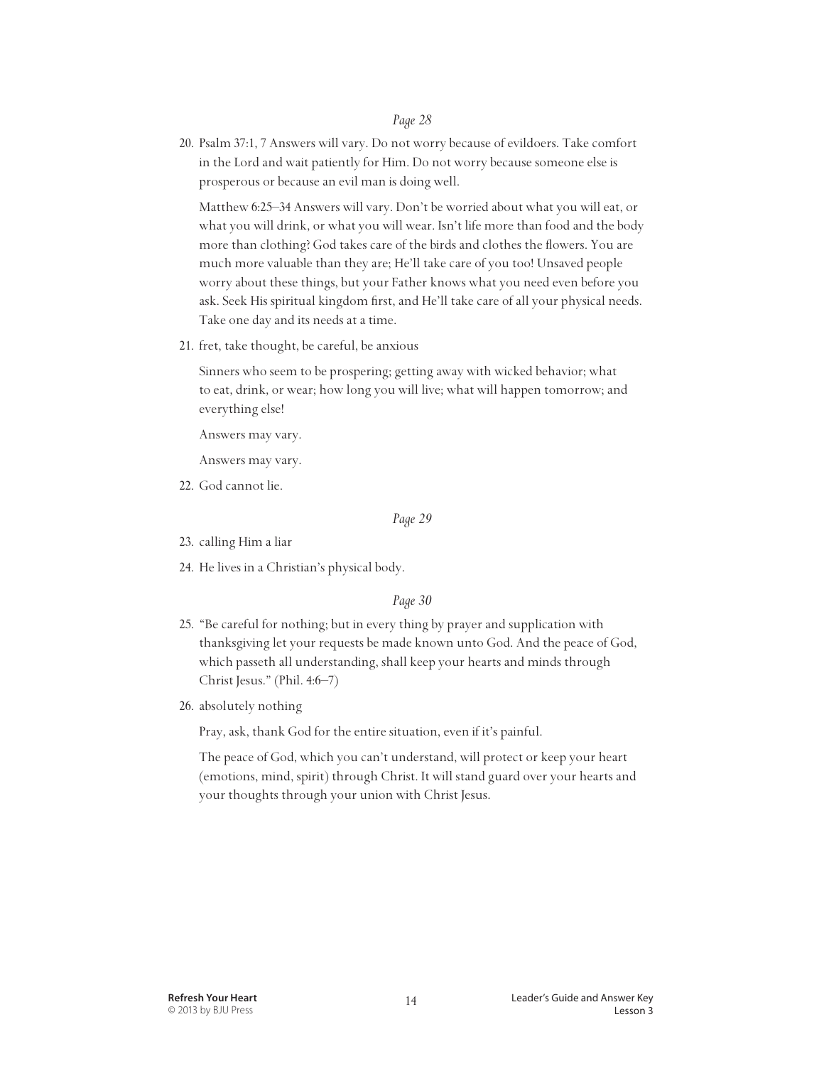*Page 28*

20. Psalm 37:1, 7 Answers will vary. Do not worry because of evildoers. Take comfort in the Lord and wait patiently for Him. Do not worry because someone else is prosperous or because an evil man is doing well.

    Matthew 6:25–34 Answers will vary. Don't be worried about what you will eat, or what you will drink, or what you will wear. Isn't life more than food and the body more than clothing? God takes care of the birds and clothes the flowers. You are much more valuable than they are; He'll take care of you too! Unsaved people worry about these things, but your Father knows what you need even before you ask. Seek His spiritual kingdom first, and He'll take care of all your physical needs. Take one day and its needs at a time.

21. fret, take thought, be careful, be anxious

    Sinners who seem to be prospering; getting away with wicked behavior; what to eat, drink, or wear; how long you will live; what will happen tomorrow; and everything else!

    Answers may vary.

    Answers may vary.

22. God cannot lie.

*Page 29*

23. calling Him a liar

24. He lives in a Christian's physical body.

*Page 30*

25. "Be careful for nothing; but in every thing by prayer and supplication with thanksgiving let your requests be made known unto God. And the peace of God, which passeth all understanding, shall keep your hearts and minds through Christ Jesus." (Phil. 4:6–7)

26. absolutely nothing

    Pray, ask, thank God for the entire situation, even if it's painful.

    The peace of God, which you can't understand, will protect or keep your heart (emotions, mind, spirit) through Christ. It will stand guard over your hearts and your thoughts through your union with Christ Jesus.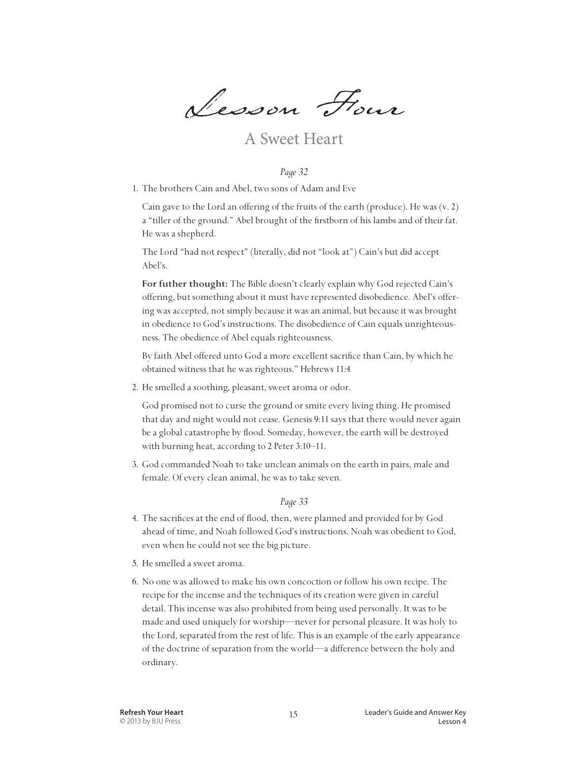# Lesson Four

## A Sweet Heart

*Page 32*

1. The brothers Cain and Abel, two sons of Adam and Eve

   Cain gave to the Lord an offering of the fruits of the earth (produce). He was (v. 2) a "tiller of the ground." Abel brought of the firstborn of his lambs and of their fat. He was a shepherd.

   The Lord "had not respect" (literally, did not "look at") Cain's but did accept Abel's.

   **For futher thought:** The Bible doesn't clearly explain why God rejected Cain's offering, but something about it must have represented disobedience. Abel's offering was accepted, not simply because it was an animal, but because it was brought in obedience to God's instructions. The disobedience of Cain equals unrighteousness. The obedience of Abel equals righteousness.

   By faith Abel offered unto God a more excellent sacrifice than Cain, by which he obtained witness that he was righteous." Hebrews 11:4

2. He smelled a soothing, pleasant, sweet aroma or odor.

   God promised not to curse the ground or smite every living thing. He promised that day and night would not cease. Genesis 9:11 says that there would never again be a global catastrophe by flood. Someday, however, the earth will be destroyed with burning heat, according to 2 Peter 3:10–11.

3. God commanded Noah to take unclean animals on the earth in pairs, male and female. Of every clean animal, he was to take seven.

*Page 33*

4. The sacrifices at the end of flood, then, were planned and provided for by God ahead of time, and Noah followed God's instructions. Noah was obedient to God, even when he could not see the big picture.

5. He smelled a sweet aroma.

6. No one was allowed to make his own concoction or follow his own recipe. The recipe for the incense and the techniques of its creation were given in careful detail. This incense was also prohibited from being used personally. It was to be made and used uniquely for worship—never for personal pleasure. It was holy to the Lord, separated from the rest of life. This is an example of the early appearance of the doctrine of separation from the world—a difference between the holy and ordinary.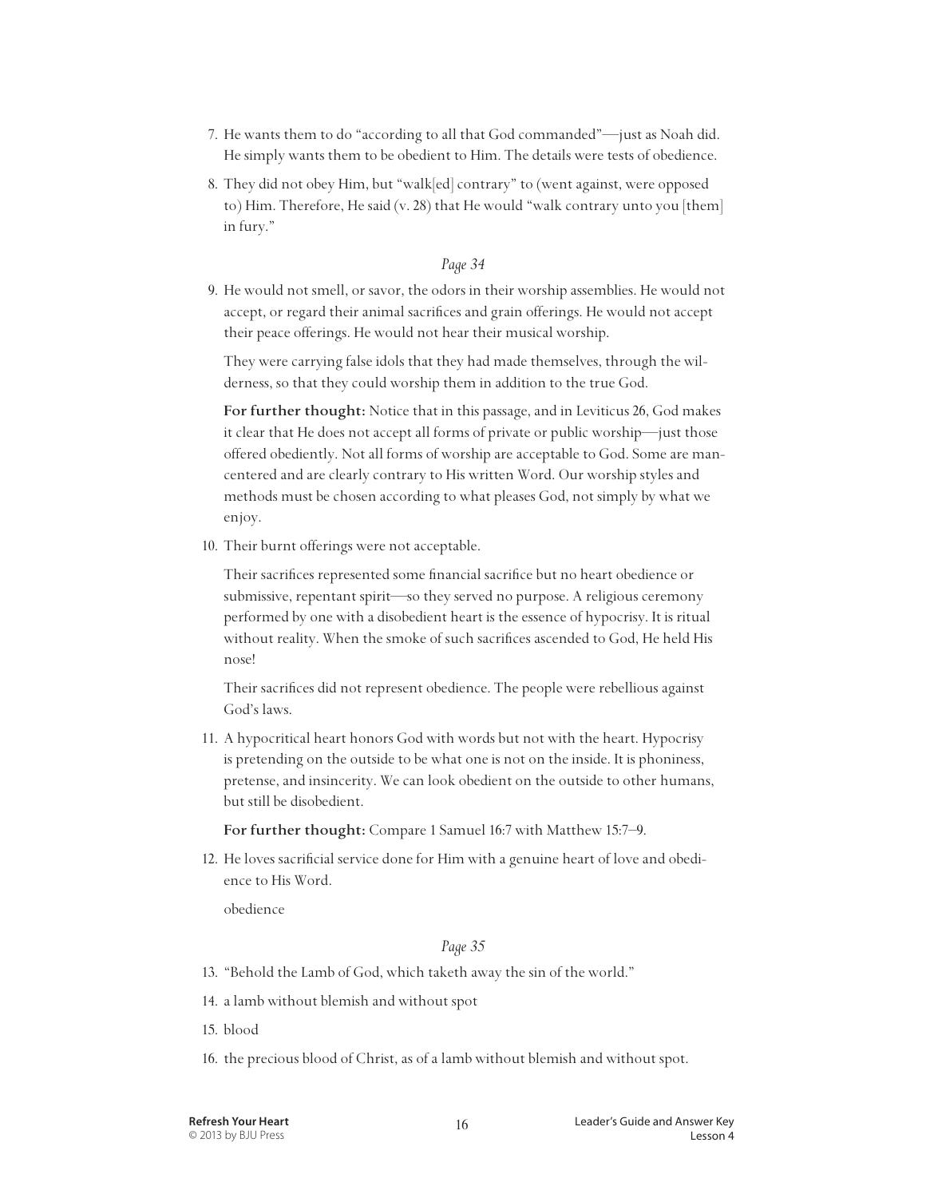7. He wants them to do "according to all that God commanded"—just as Noah did. He simply wants them to be obedient to Him. The details were tests of obedience.

8. They did not obey Him, but "walk[ed] contrary" to (went against, were opposed to) Him. Therefore, He said (v. 28) that He would "walk contrary unto you [them] in fury."

*Page 34*

9. He would not smell, or savor, the odors in their worship assemblies. He would not accept, or regard their animal sacrifices and grain offerings. He would not accept their peace offerings. He would not hear their musical worship.

   They were carrying false idols that they had made themselves, through the wilderness, so that they could worship them in addition to the true God.

   **For further thought:** Notice that in this passage, and in Leviticus 26, God makes it clear that He does not accept all forms of private or public worship—just those offered obediently. Not all forms of worship are acceptable to God. Some are man-centered and are clearly contrary to His written Word. Our worship styles and methods must be chosen according to what pleases God, not simply by what we enjoy.

10. Their burnt offerings were not acceptable.

    Their sacrifices represented some financial sacrifice but no heart obedience or submissive, repentant spirit—so they served no purpose. A religious ceremony performed by one with a disobedient heart is the essence of hypocrisy. It is ritual without reality. When the smoke of such sacrifices ascended to God, He held His nose!

    Their sacrifices did not represent obedience. The people were rebellious against God's laws.

11. A hypocritical heart honors God with words but not with the heart. Hypocrisy is pretending on the outside to be what one is not on the inside. It is phoniness, pretense, and insincerity. We can look obedient on the outside to other humans, but still be disobedient.

    **For further thought:** Compare 1 Samuel 16:7 with Matthew 15:7–9.

12. He loves sacrificial service done for Him with a genuine heart of love and obedience to His Word.

    obedience

*Page 35*

13. "Behold the Lamb of God, which taketh away the sin of the world."

14. a lamb without blemish and without spot

15. blood

16. the precious blood of Christ, as of a lamb without blemish and without spot.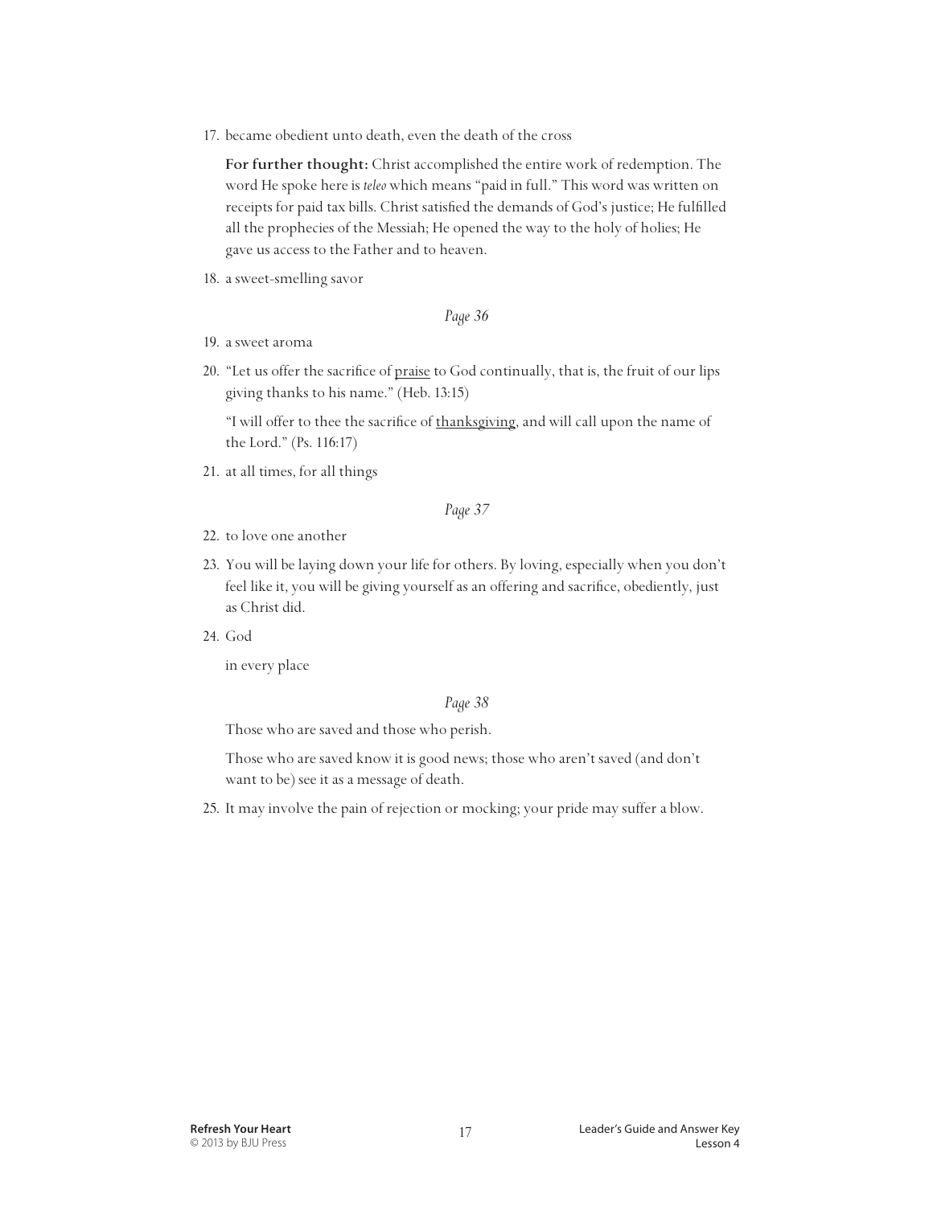17. became obedient unto death, even the death of the cross

    **For further thought:** Christ accomplished the entire work of redemption. The word He spoke here is *teleo* which means "paid in full." This word was written on receipts for paid tax bills. Christ satisfied the demands of God's justice; He fulfilled all the prophecies of the Messiah; He opened the way to the holy of holies; He gave us access to the Father and to heaven.

18. a sweet-smelling savor

*Page 36*

19. a sweet aroma

20. "Let us offer the sacrifice of <u>praise</u> to God continually, that is, the fruit of our lips giving thanks to his name." (Heb. 13:15)

    "I will offer to thee the sacrifice of <u>thanksgiving</u>, and will call upon the name of the Lord." (Ps. 116:17)

21. at all times, for all things

*Page 37*

22. to love one another

23. You will be laying down your life for others. By loving, especially when you don't feel like it, you will be giving yourself as an offering and sacrifice, obediently, just as Christ did.

24. God

    in every place

*Page 38*

Those who are saved and those who perish.

Those who are saved know it is good news; those who aren't saved (and don't want to be) see it as a message of death.

25. It may involve the pain of rejection or mocking; your pride may suffer a blow.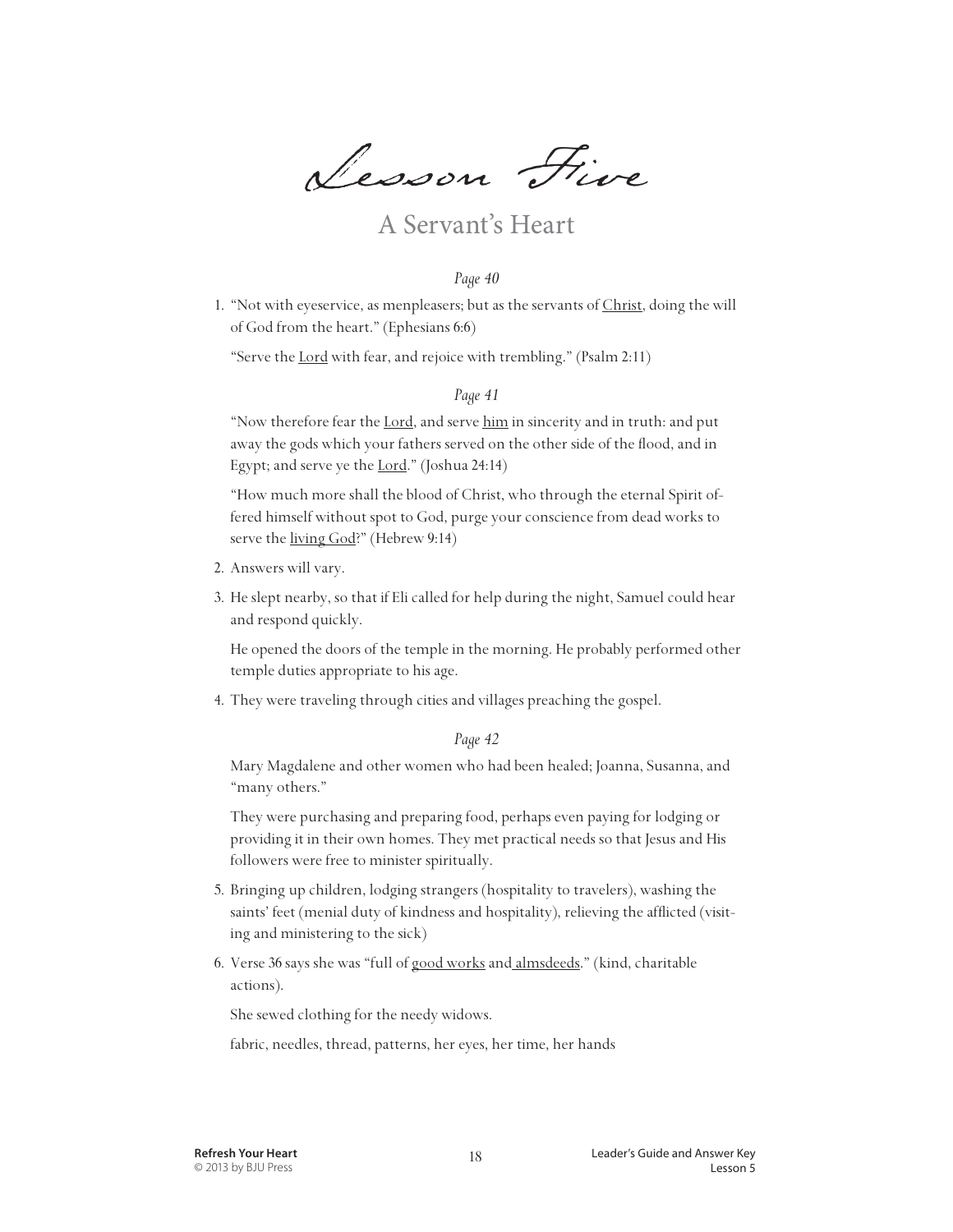# Lesson Five

## A Servant's Heart

*Page 40*

1. "Not with eyeservice, as menpleasers; but as the servants of <u>Christ</u>, doing the will of God from the heart." (Ephesians 6:6)

   "Serve the <u>Lord</u> with fear, and rejoice with trembling." (Psalm 2:11)

*Page 41*

   "Now therefore fear the <u>Lord</u>, and serve <u>him</u> in sincerity and in truth: and put away the gods which your fathers served on the other side of the flood, and in Egypt; and serve ye the <u>Lord</u>." (Joshua 24:14)

   "How much more shall the blood of Christ, who through the eternal Spirit offered himself without spot to God, purge your conscience from dead works to serve the <u>living God</u>?" (Hebrew 9:14)

2. Answers will vary.
3. He slept nearby, so that if Eli called for help during the night, Samuel could hear and respond quickly.

   He opened the doors of the temple in the morning. He probably performed other temple duties appropriate to his age.

4. They were traveling through cities and villages preaching the gospel.

*Page 42*

   Mary Magdalene and other women who had been healed; Joanna, Susanna, and "many others."

   They were purchasing and preparing food, perhaps even paying for lodging or providing it in their own homes. They met practical needs so that Jesus and His followers were free to minister spiritually.

5. Bringing up children, lodging strangers (hospitality to travelers), washing the saints' feet (menial duty of kindness and hospitality), relieving the afflicted (visiting and ministering to the sick)
6. Verse 36 says she was "full of <u>good works</u> and <u>almsdeeds</u>." (kind, charitable actions).

   She sewed clothing for the needy widows.

   fabric, needles, thread, patterns, her eyes, her time, her hands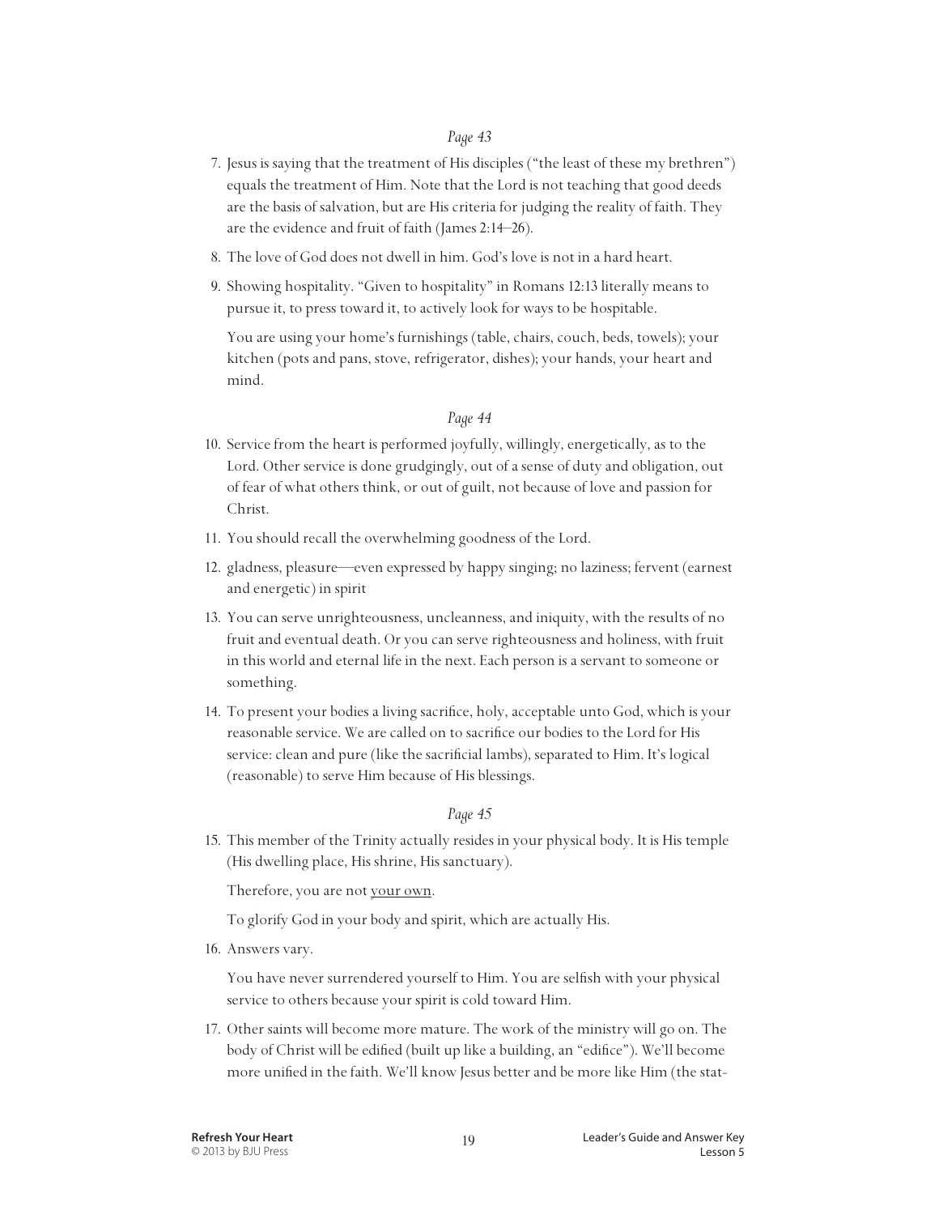*Page 43*

7. Jesus is saying that the treatment of His disciples ("the least of these my brethren") equals the treatment of Him. Note that the Lord is not teaching that good deeds are the basis of salvation, but are His criteria for judging the reality of faith. They are the evidence and fruit of faith (James 2:14–26).
8. The love of God does not dwell in him. God's love is not in a hard heart.
9. Showing hospitality. "Given to hospitality" in Romans 12:13 literally means to pursue it, to press toward it, to actively look for ways to be hospitable.

   You are using your home's furnishings (table, chairs, couch, beds, towels); your kitchen (pots and pans, stove, refrigerator, dishes); your hands, your heart and mind.

*Page 44*

10. Service from the heart is performed joyfully, willingly, energetically, as to the Lord. Other service is done grudgingly, out of a sense of duty and obligation, out of fear of what others think, or out of guilt, not because of love and passion for Christ.
11. You should recall the overwhelming goodness of the Lord.
12. gladness, pleasure—even expressed by happy singing; no laziness; fervent (earnest and energetic) in spirit
13. You can serve unrighteousness, uncleanness, and iniquity, with the results of no fruit and eventual death. Or you can serve righteousness and holiness, with fruit in this world and eternal life in the next. Each person is a servant to someone or something.
14. To present your bodies a living sacrifice, holy, acceptable unto God, which is your reasonable service. We are called on to sacrifice our bodies to the Lord for His service: clean and pure (like the sacrificial lambs), separated to Him. It's logical (reasonable) to serve Him because of His blessings.

*Page 45*

15. This member of the Trinity actually resides in your physical body. It is His temple (His dwelling place, His shrine, His sanctuary).

    Therefore, you are not <u>your own</u>.

    To glorify God in your body and spirit, which are actually His.
16. Answers vary.

    You have never surrendered yourself to Him. You are selfish with your physical service to others because your spirit is cold toward Him.
17. Other saints will become more mature. The work of the ministry will go on. The body of Christ will be edified (built up like a building, an "edifice"). We'll become more unified in the faith. We'll know Jesus better and be more like Him (the stat-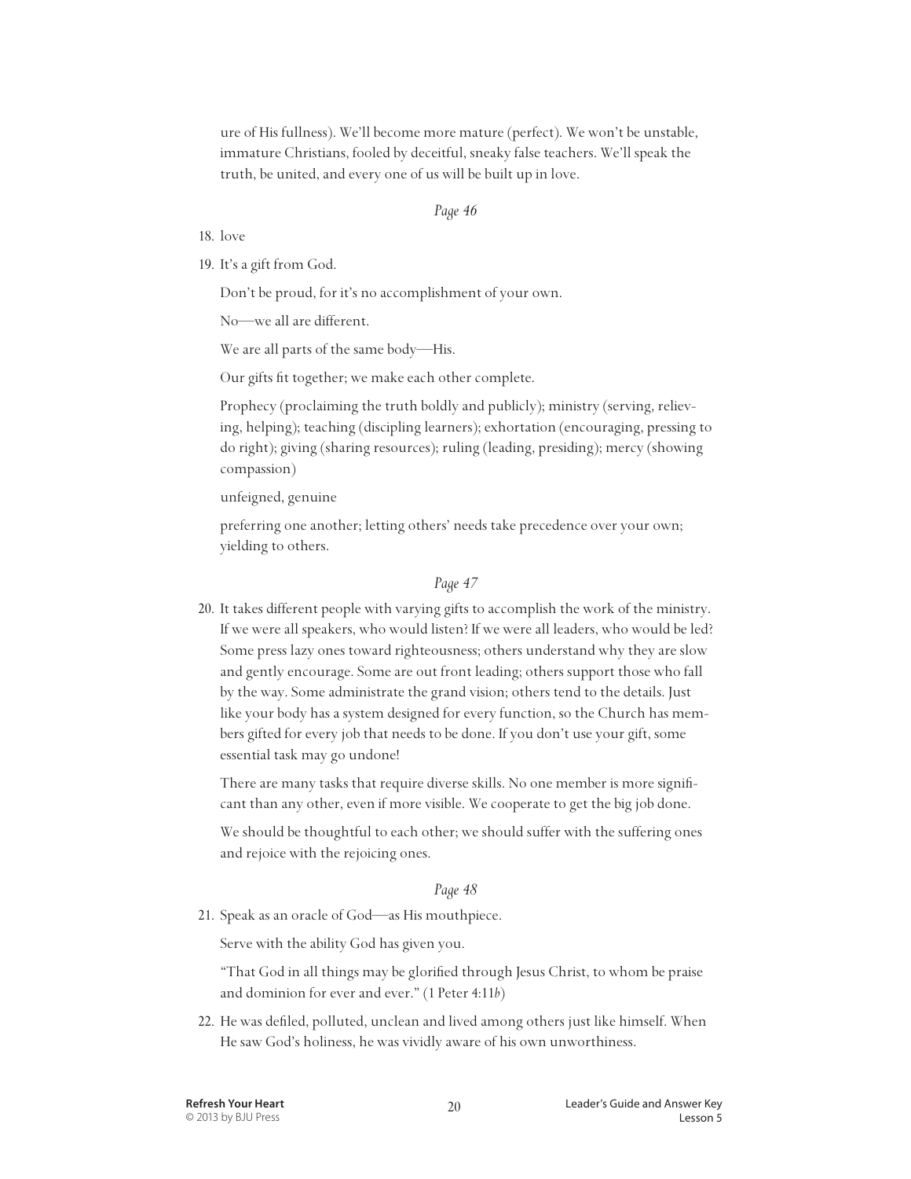ure of His fullness). We'll become more mature (perfect). We won't be unstable, immature Christians, fooled by deceitful, sneaky false teachers. We'll speak the truth, be united, and every one of us will be built up in love.

*Page 46*

18. love

19. It's a gift from God.

    Don't be proud, for it's no accomplishment of your own.

    No—we all are different.

    We are all parts of the same body—His.

    Our gifts fit together; we make each other complete.

    Prophecy (proclaiming the truth boldly and publicly); ministry (serving, relieving, helping); teaching (discipling learners); exhortation (encouraging, pressing to do right); giving (sharing resources); ruling (leading, presiding); mercy (showing compassion)

    unfeigned, genuine

    preferring one another; letting others' needs take precedence over your own; yielding to others.

*Page 47*

20. It takes different people with varying gifts to accomplish the work of the ministry. If we were all speakers, who would listen? If we were all leaders, who would be led? Some press lazy ones toward righteousness; others understand why they are slow and gently encourage. Some are out front leading; others support those who fall by the way. Some administrate the grand vision; others tend to the details. Just like your body has a system designed for every function, so the Church has members gifted for every job that needs to be done. If you don't use your gift, some essential task may go undone!

    There are many tasks that require diverse skills. No one member is more significant than any other, even if more visible. We cooperate to get the big job done.

    We should be thoughtful to each other; we should suffer with the suffering ones and rejoice with the rejoicing ones.

*Page 48*

21. Speak as an oracle of God—as His mouthpiece.

    Serve with the ability God has given you.

    "That God in all things may be glorified through Jesus Christ, to whom be praise and dominion for ever and ever." (1 Peter 4:11*b*)

22. He was defiled, polluted, unclean and lived among others just like himself. When He saw God's holiness, he was vividly aware of his own unworthiness.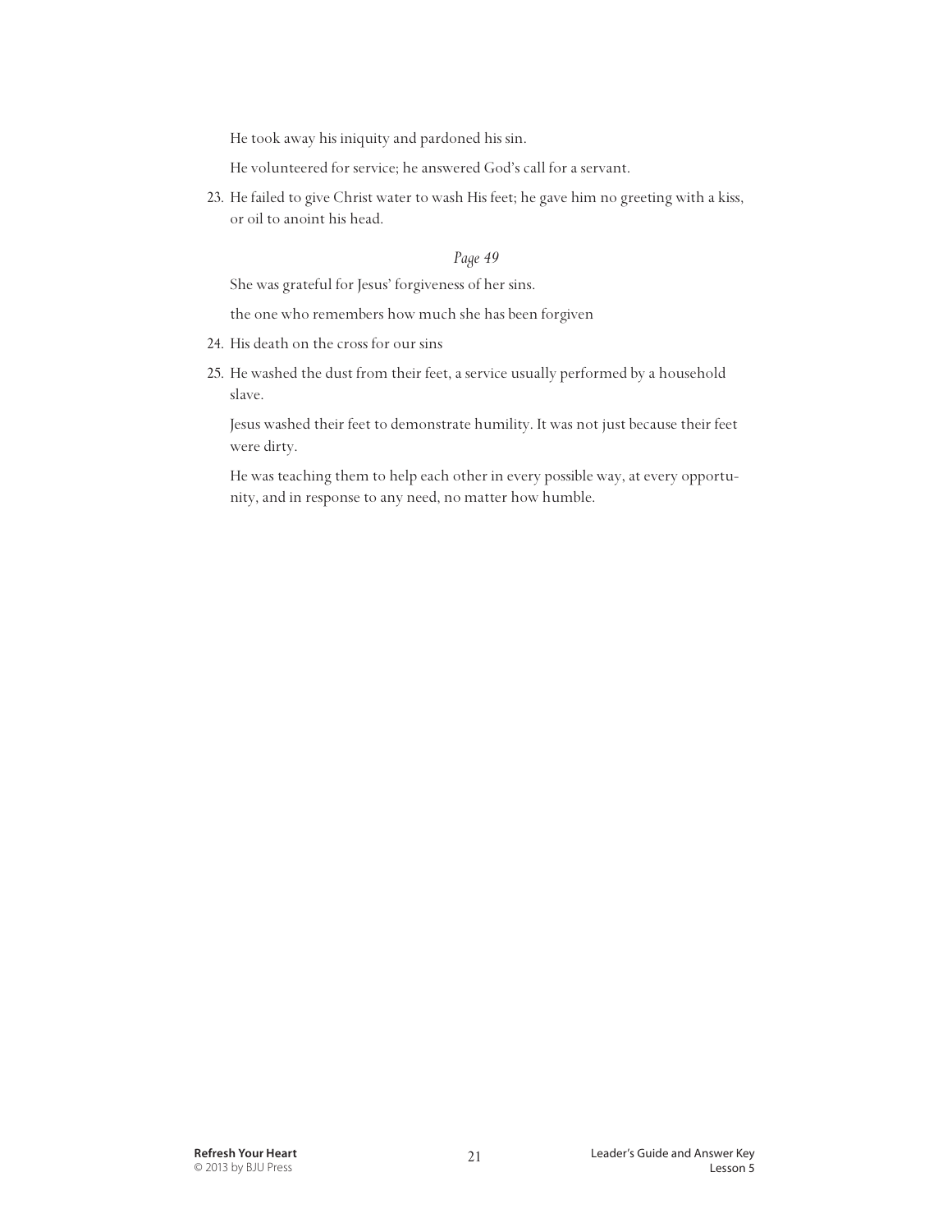He took away his iniquity and pardoned his sin.

He volunteered for service; he answered God's call for a servant.

23. He failed to give Christ water to wash His feet; he gave him no greeting with a kiss, or oil to anoint his head.

*Page 49*

She was grateful for Jesus' forgiveness of her sins.

the one who remembers how much she has been forgiven

24. His death on the cross for our sins

25. He washed the dust from their feet, a service usually performed by a household slave.

    Jesus washed their feet to demonstrate humility. It was not just because their feet were dirty.

    He was teaching them to help each other in every possible way, at every opportunity, and in response to any need, no matter how humble.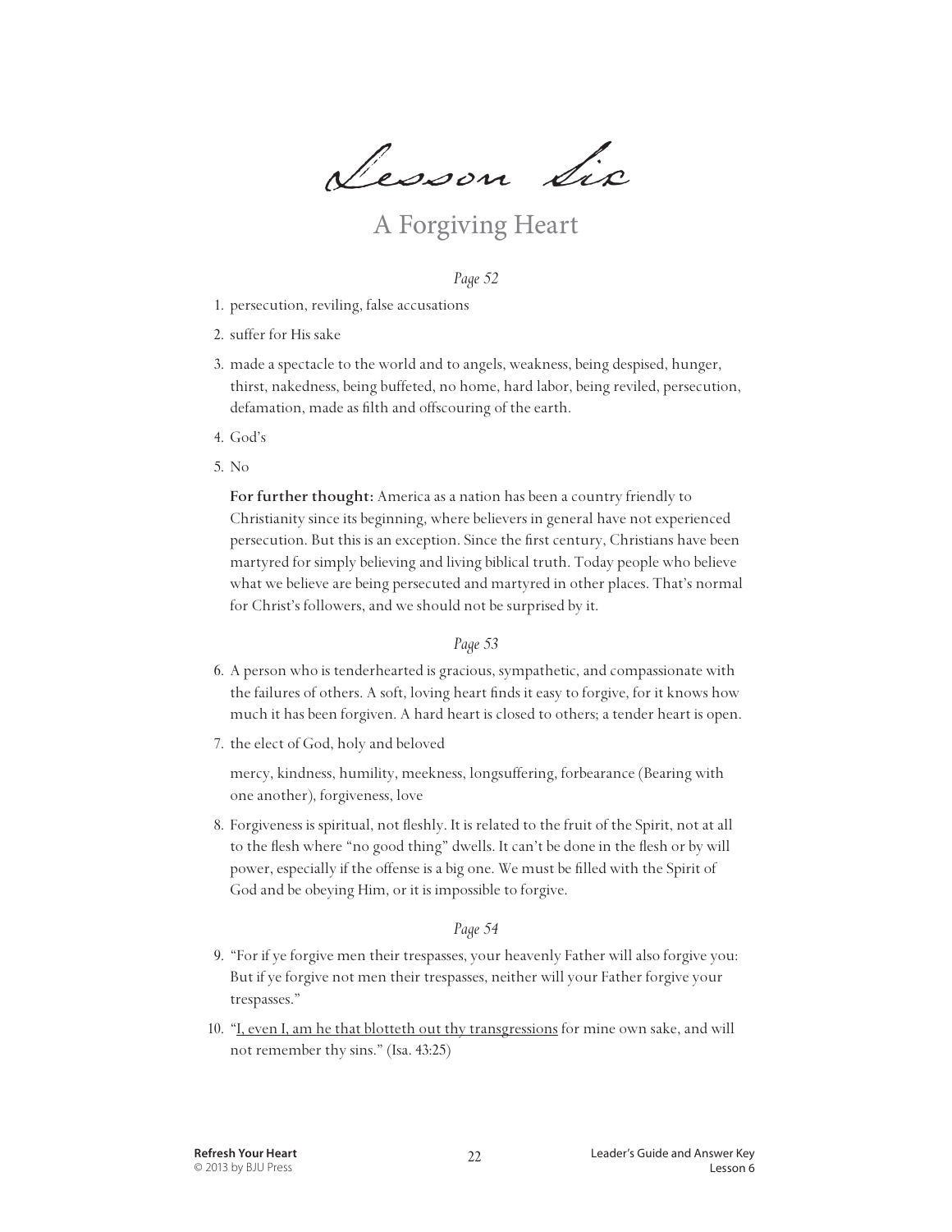# Lesson Six

## A Forgiving Heart

*Page 52*

1. persecution, reviling, false accusations
2. suffer for His sake
3. made a spectacle to the world and to angels, weakness, being despised, hunger, thirst, nakedness, being buffeted, no home, hard labor, being reviled, persecution, defamation, made as filth and offscouring of the earth.
4. God's
5. No

   **For further thought:** America as a nation has been a country friendly to Christianity since its beginning, where believers in general have not experienced persecution. But this is an exception. Since the first century, Christians have been martyred for simply believing and living biblical truth. Today people who believe what we believe are being persecuted and martyred in other places. That's normal for Christ's followers, and we should not be surprised by it.

*Page 53*

6. A person who is tenderhearted is gracious, sympathetic, and compassionate with the failures of others. A soft, loving heart finds it easy to forgive, for it knows how much it has been forgiven. A hard heart is closed to others; a tender heart is open.
7. the elect of God, holy and beloved

   mercy, kindness, humility, meekness, longsuffering, forbearance (Bearing with one another), forgiveness, love
8. Forgiveness is spiritual, not fleshly. It is related to the fruit of the Spirit, not at all to the flesh where "no good thing" dwells. It can't be done in the flesh or by will power, especially if the offense is a big one. We must be filled with the Spirit of God and be obeying Him, or it is impossible to forgive.

*Page 54*

9. "For if ye forgive men their trespasses, your heavenly Father will also forgive you: But if ye forgive not men their trespasses, neither will your Father forgive your trespasses."
10. "<u>I, even I, am he that blotteth out thy transgressions</u> for mine own sake, and will not remember thy sins." (Isa. 43:25)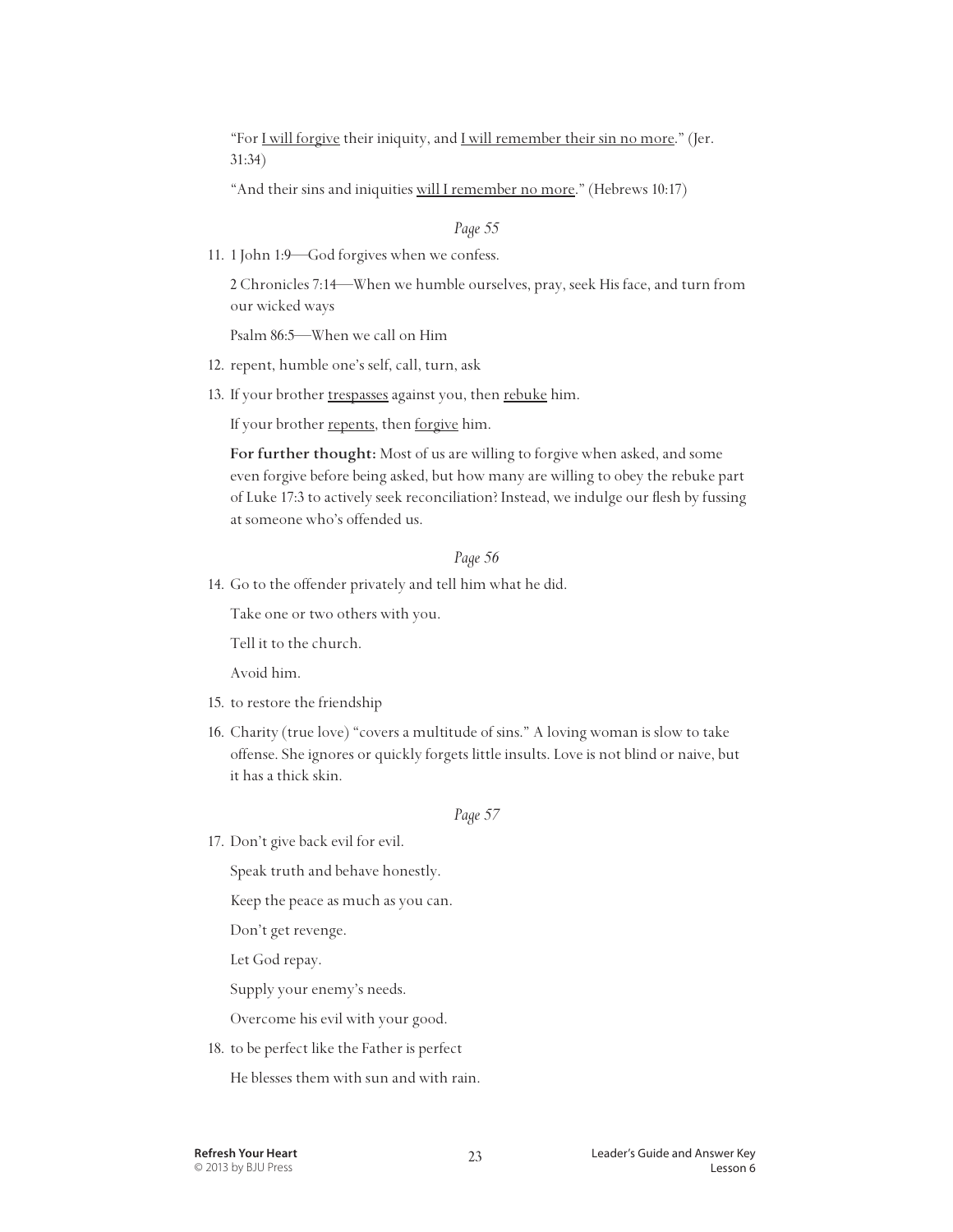"For <u>I will forgive</u> their iniquity, and <u>I will remember their sin no more</u>." (Jer. 31:34)

"And their sins and iniquities <u>will I remember no more</u>." (Hebrews 10:17)

*Page 55*

11. 1 John 1:9—God forgives when we confess.

    2 Chronicles 7:14—When we humble ourselves, pray, seek His face, and turn from our wicked ways

    Psalm 86:5—When we call on Him

12. repent, humble one's self, call, turn, ask

13. If your brother <u>trespasses</u> against you, then <u>rebuke</u> him.

    If your brother <u>repents</u>, then <u>forgive</u> him.

    **For further thought:** Most of us are willing to forgive when asked, and some even forgive before being asked, but how many are willing to obey the rebuke part of Luke 17:3 to actively seek reconciliation? Instead, we indulge our flesh by fussing at someone who's offended us.

*Page 56*

14. Go to the offender privately and tell him what he did.

    Take one or two others with you.

    Tell it to the church.

    Avoid him.

15. to restore the friendship

16. Charity (true love) "covers a multitude of sins." A loving woman is slow to take offense. She ignores or quickly forgets little insults. Love is not blind or naive, but it has a thick skin.

*Page 57*

17. Don't give back evil for evil.

    Speak truth and behave honestly.

    Keep the peace as much as you can.

    Don't get revenge.

    Let God repay.

    Supply your enemy's needs.

    Overcome his evil with your good.

18. to be perfect like the Father is perfect

    He blesses them with sun and with rain.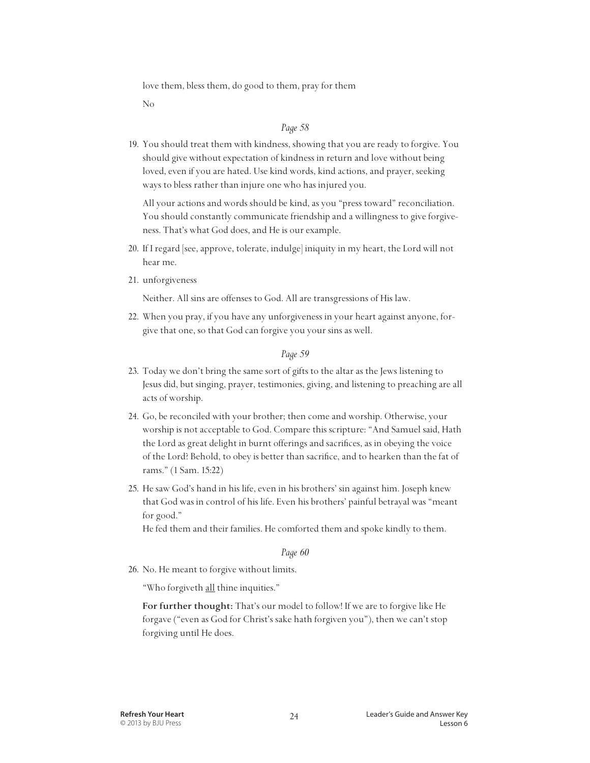love them, bless them, do good to them, pray for them

No

*Page 58*

19. You should treat them with kindness, showing that you are ready to forgive. You should give without expectation of kindness in return and love without being loved, even if you are hated. Use kind words, kind actions, and prayer, seeking ways to bless rather than injure one who has injured you.

    All your actions and words should be kind, as you "press toward" reconciliation. You should constantly communicate friendship and a willingness to give forgiveness. That's what God does, and He is our example.

20. If I regard [see, approve, tolerate, indulge] iniquity in my heart, the Lord will not hear me.

21. unforgiveness

    Neither. All sins are offenses to God. All are transgressions of His law.

22. When you pray, if you have any unforgiveness in your heart against anyone, forgive that one, so that God can forgive you your sins as well.

*Page 59*

23. Today we don't bring the same sort of gifts to the altar as the Jews listening to Jesus did, but singing, prayer, testimonies, giving, and listening to preaching are all acts of worship.

24. Go, be reconciled with your brother; then come and worship. Otherwise, your worship is not acceptable to God. Compare this scripture: "And Samuel said, Hath the Lord as great delight in burnt offerings and sacrifices, as in obeying the voice of the Lord? Behold, to obey is better than sacrifice, and to hearken than the fat of rams." (1 Sam. 15:22)

25. He saw God's hand in his life, even in his brothers' sin against him. Joseph knew that God was in control of his life. Even his brothers' painful betrayal was "meant for good."
    He fed them and their families. He comforted them and spoke kindly to them.

*Page 60*

26. No. He meant to forgive without limits.

    "Who forgiveth <u>all</u> thine inquities."

    **For further thought:** That's our model to follow! If we are to forgive like He forgave ("even as God for Christ's sake hath forgiven you"), then we can't stop forgiving until He does.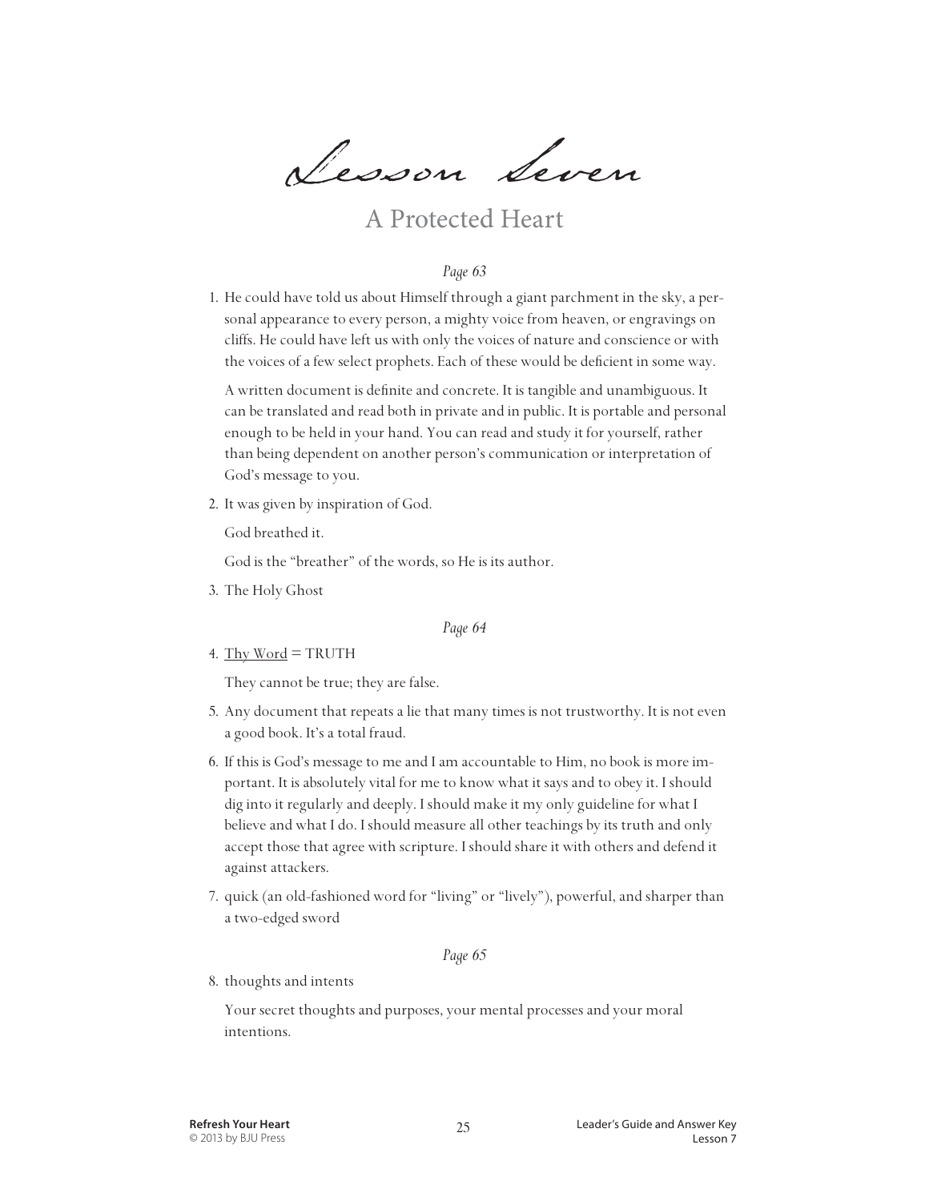# Lesson Seven

## A Protected Heart

*Page 63*

1. He could have told us about Himself through a giant parchment in the sky, a personal appearance to every person, a mighty voice from heaven, or engravings on cliffs. He could have left us with only the voices of nature and conscience or with the voices of a few select prophets. Each of these would be deficient in some way.

   A written document is definite and concrete. It is tangible and unambiguous. It can be translated and read both in private and in public. It is portable and personal enough to be held in your hand. You can read and study it for yourself, rather than being dependent on another person's communication or interpretation of God's message to you.

2. It was given by inspiration of God.

   God breathed it.

   God is the "breather" of the words, so He is its author.

3. The Holy Ghost

*Page 64*

4. <u>Thy Word</u> = TRUTH

   They cannot be true; they are false.

5. Any document that repeats a lie that many times is not trustworthy. It is not even a good book. It's a total fraud.

6. If this is God's message to me and I am accountable to Him, no book is more important. It is absolutely vital for me to know what it says and to obey it. I should dig into it regularly and deeply. I should make it my only guideline for what I believe and what I do. I should measure all other teachings by its truth and only accept those that agree with scripture. I should share it with others and defend it against attackers.

7. quick (an old-fashioned word for "living" or "lively"), powerful, and sharper than a two-edged sword

*Page 65*

8. thoughts and intents

   Your secret thoughts and purposes, your mental processes and your moral intentions.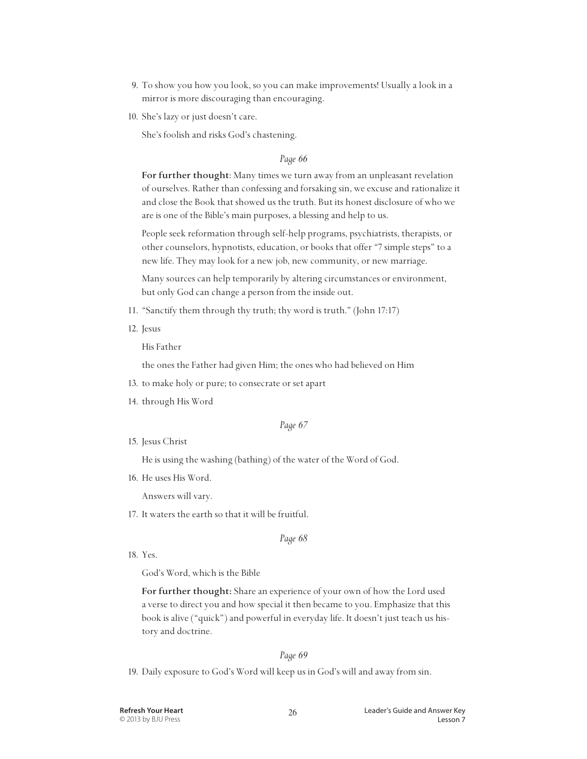9. To show you how you look, so you can make improvements! Usually a look in a mirror is more discouraging than encouraging.
10. She's lazy or just doesn't care.

    She's foolish and risks God's chastening.

*Page 66*

**For further thought**: Many times we turn away from an unpleasant revelation of ourselves. Rather than confessing and forsaking sin, we excuse and rationalize it and close the Book that showed us the truth. But its honest disclosure of who we are is one of the Bible's main purposes, a blessing and help to us.

People seek reformation through self-help programs, psychiatrists, therapists, or other counselors, hypnotists, education, or books that offer "7 simple steps" to a new life. They may look for a new job, new community, or new marriage.

Many sources can help temporarily by altering circumstances or environment, but only God can change a person from the inside out.

11. "Sanctify them through thy truth; thy word is truth." (John 17:17)
12. Jesus

    His Father

    the ones the Father had given Him; the ones who had believed on Him
13. to make holy or pure; to consecrate or set apart
14. through His Word

*Page 67*

15. Jesus Christ

    He is using the washing (bathing) of the water of the Word of God.
16. He uses His Word.

    Answers will vary.
17. It waters the earth so that it will be fruitful.

*Page 68*

18. Yes.

    God's Word, which is the Bible

    **For further thought:** Share an experience of your own of how the Lord used a verse to direct you and how special it then became to you. Emphasize that this book is alive ("quick") and powerful in everyday life. It doesn't just teach us history and doctrine.

*Page 69*

19. Daily exposure to God's Word will keep us in God's will and away from sin.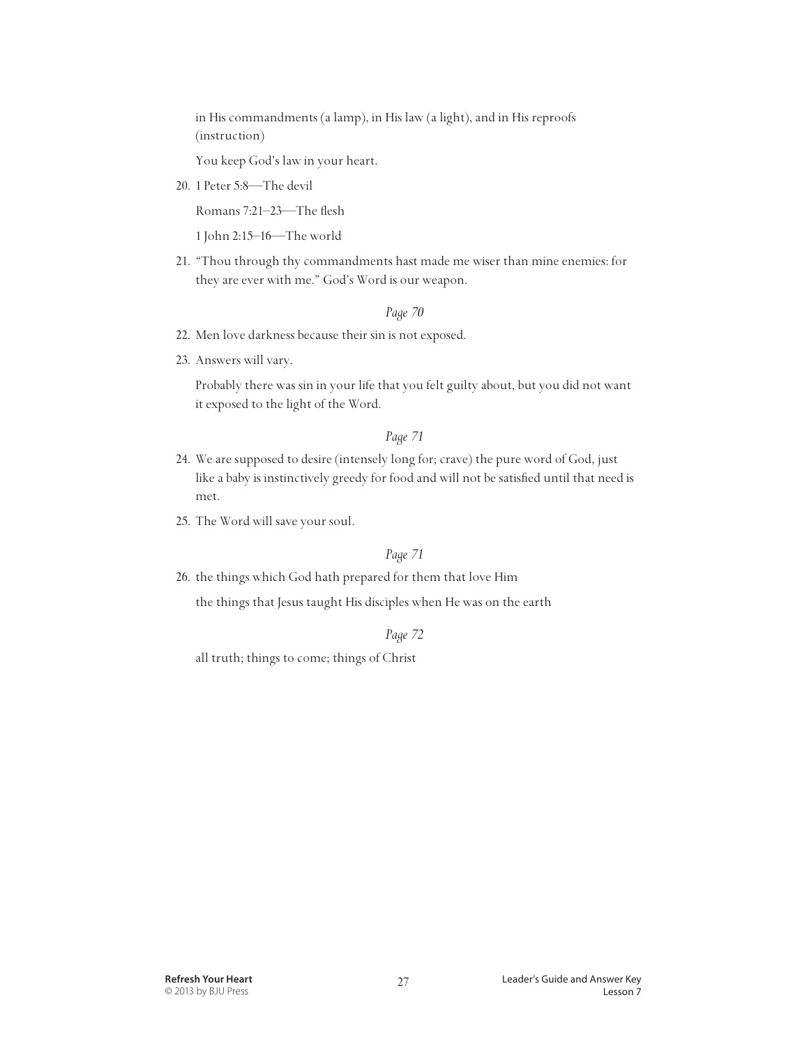in His commandments (a lamp), in His law (a light), and in His reproofs (instruction)

You keep God's law in your heart.

20. 1 Peter 5:8—The devil

    Romans 7:21–23—The flesh

    1 John 2:15–16—The world

21. "Thou through thy commandments hast made me wiser than mine enemies: for they are ever with me." God's Word is our weapon.

*Page 70*

22. Men love darkness because their sin is not exposed.
23. Answers will vary.

    Probably there was sin in your life that you felt guilty about, but you did not want it exposed to the light of the Word.

*Page 71*

24. We are supposed to desire (intensely long for; crave) the pure word of God, just like a baby is instinctively greedy for food and will not be satisfied until that need is met.
25. The Word will save your soul.

*Page 71*

26. the things which God hath prepared for them that love Him

    the things that Jesus taught His disciples when He was on the earth

*Page 72*

all truth; things to come; things of Christ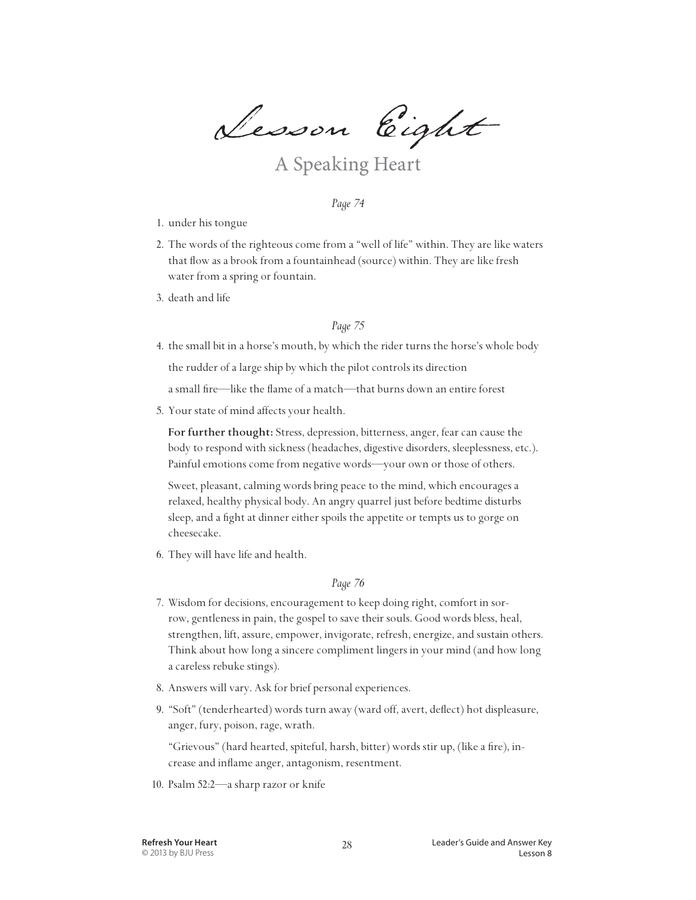# Lesson Eight

## A Speaking Heart

*Page 74*

1. under his tongue
2. The words of the righteous come from a "well of life" within. They are like waters that flow as a brook from a fountainhead (source) within. They are like fresh water from a spring or fountain.
3. death and life

*Page 75*

4. the small bit in a horse's mouth, by which the rider turns the horse's whole body

   the rudder of a large ship by which the pilot controls its direction

   a small fire—like the flame of a match—that burns down an entire forest
5. Your state of mind affects your health.

   **For further thought:** Stress, depression, bitterness, anger, fear can cause the body to respond with sickness (headaches, digestive disorders, sleeplessness, etc.). Painful emotions come from negative words—your own or those of others.

   Sweet, pleasant, calming words bring peace to the mind, which encourages a relaxed, healthy physical body. An angry quarrel just before bedtime disturbs sleep, and a fight at dinner either spoils the appetite or tempts us to gorge on cheesecake.
6. They will have life and health.

*Page 76*

7. Wisdom for decisions, encouragement to keep doing right, comfort in sorrow, gentleness in pain, the gospel to save their souls. Good words bless, heal, strengthen, lift, assure, empower, invigorate, refresh, energize, and sustain others. Think about how long a sincere compliment lingers in your mind (and how long a careless rebuke stings).
8. Answers will vary. Ask for brief personal experiences.
9. "Soft" (tenderhearted) words turn away (ward off, avert, deflect) hot displeasure, anger, fury, poison, rage, wrath.

   "Grievous" (hard hearted, spiteful, harsh, bitter) words stir up, (like a fire), increase and inflame anger, antagonism, resentment.
10. Psalm 52:2—a sharp razor or knife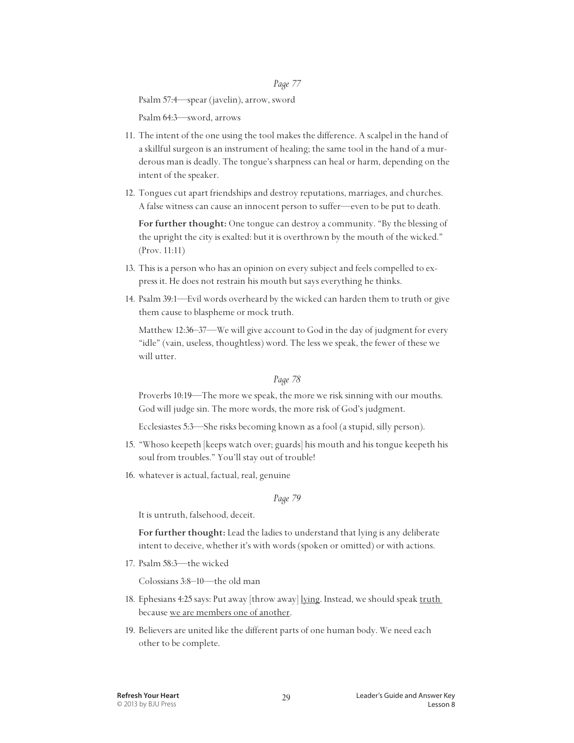*Page 77*

Psalm 57:4—spear (javelin), arrow, sword

Psalm 64:3—sword, arrows

11. The intent of the one using the tool makes the difference. A scalpel in the hand of a skillful surgeon is an instrument of healing; the same tool in the hand of a murderous man is deadly. The tongue's sharpness can heal or harm, depending on the intent of the speaker.

12. Tongues cut apart friendships and destroy reputations, marriages, and churches. A false witness can cause an innocent person to suffer—even to be put to death.

    **For further thought:** One tongue can destroy a community. "By the blessing of the upright the city is exalted: but it is overthrown by the mouth of the wicked." (Prov. 11:11)

13. This is a person who has an opinion on every subject and feels compelled to express it. He does not restrain his mouth but says everything he thinks.

14. Psalm 39:1—Evil words overheard by the wicked can harden them to truth or give them cause to blaspheme or mock truth.

    Matthew 12:36–37—We will give account to God in the day of judgment for every "idle" (vain, useless, thoughtless) word. The less we speak, the fewer of these we will utter.

*Page 78*

Proverbs 10:19—The more we speak, the more we risk sinning with our mouths. God will judge sin. The more words, the more risk of God's judgment.

Ecclesiastes 5:3—She risks becoming known as a fool (a stupid, silly person).

15. "Whoso keepeth [keeps watch over; guards] his mouth and his tongue keepeth his soul from troubles." You'll stay out of trouble!

16. whatever is actual, factual, real, genuine

*Page 79*

It is untruth, falsehood, deceit.

**For further thought:** Lead the ladies to understand that lying is any deliberate intent to deceive, whether it's with words (spoken or omitted) or with actions.

17. Psalm 58:3—the wicked

    Colossians 3:8–10—the old man

18. Ephesians 4:25 says: Put away [throw away] <u>lying</u>. Instead, we should speak <u>truth</u> because <u>we are members one of another</u>.

19. Believers are united like the different parts of one human body. We need each other to be complete.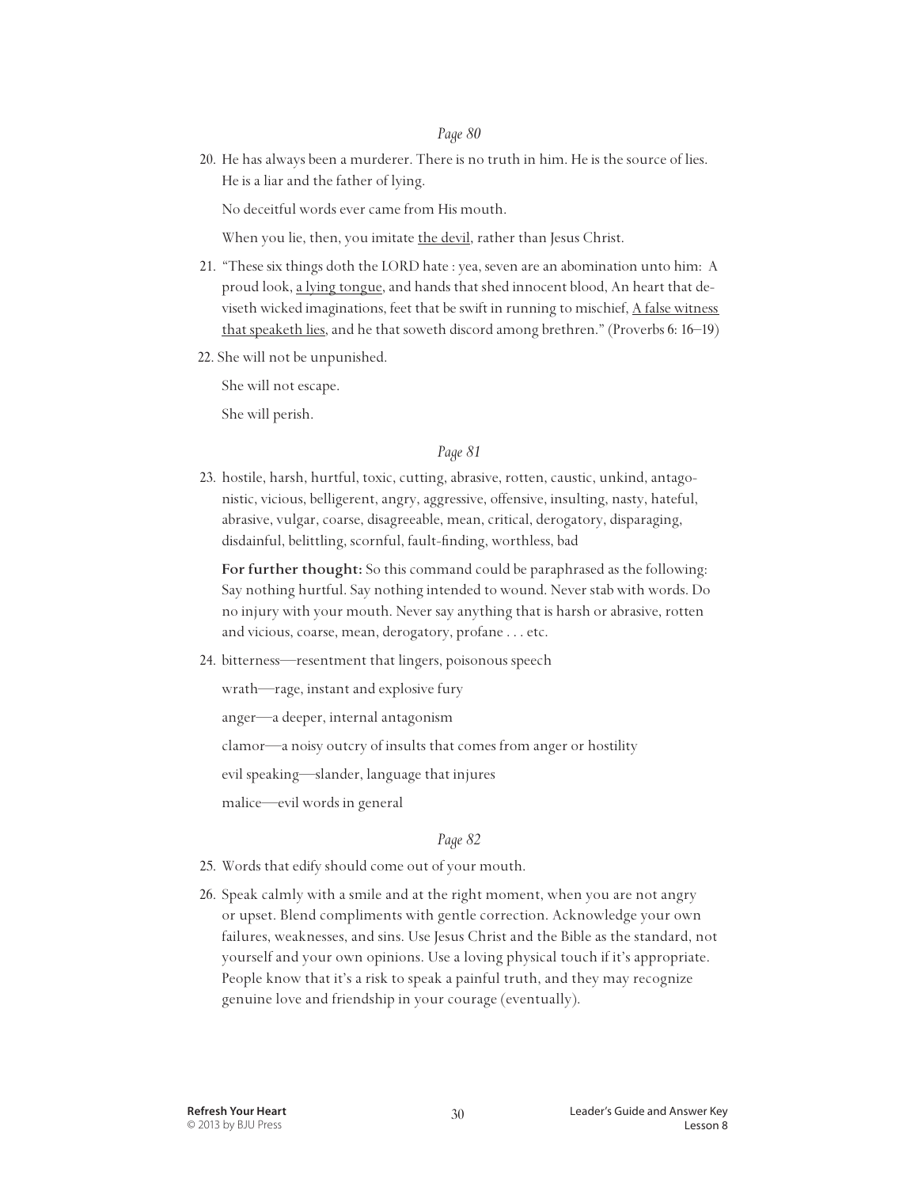*Page 80*

20. He has always been a murderer. There is no truth in him. He is the source of lies. He is a liar and the father of lying.

    No deceitful words ever came from His mouth.

    When you lie, then, you imitate <u>the devil</u>, rather than Jesus Christ.

21. "These six things doth the LORD hate : yea, seven are an abomination unto him: A proud look, <u>a lying tongue</u>, and hands that shed innocent blood, An heart that deviseth wicked imaginations, feet that be swift in running to mischief, <u>A false witness that speaketh lies</u>, and he that soweth discord among brethren." (Proverbs 6: 16–19)

22. She will not be unpunished.

    She will not escape.

    She will perish.

*Page 81*

23. hostile, harsh, hurtful, toxic, cutting, abrasive, rotten, caustic, unkind, antagonistic, vicious, belligerent, angry, aggressive, offensive, insulting, nasty, hateful, abrasive, vulgar, coarse, disagreeable, mean, critical, derogatory, disparaging, disdainful, belittling, scornful, fault-finding, worthless, bad

    **For further thought:** So this command could be paraphrased as the following: Say nothing hurtful. Say nothing intended to wound. Never stab with words. Do no injury with your mouth. Never say anything that is harsh or abrasive, rotten and vicious, coarse, mean, derogatory, profane . . . etc.

24. bitterness—resentment that lingers, poisonous speech

    wrath—rage, instant and explosive fury

    anger—a deeper, internal antagonism

    clamor—a noisy outcry of insults that comes from anger or hostility

    evil speaking—slander, language that injures

    malice—evil words in general

*Page 82*

25. Words that edify should come out of your mouth.

26. Speak calmly with a smile and at the right moment, when you are not angry or upset. Blend compliments with gentle correction. Acknowledge your own failures, weaknesses, and sins. Use Jesus Christ and the Bible as the standard, not yourself and your own opinions. Use a loving physical touch if it's appropriate. People know that it's a risk to speak a painful truth, and they may recognize genuine love and friendship in your courage (eventually).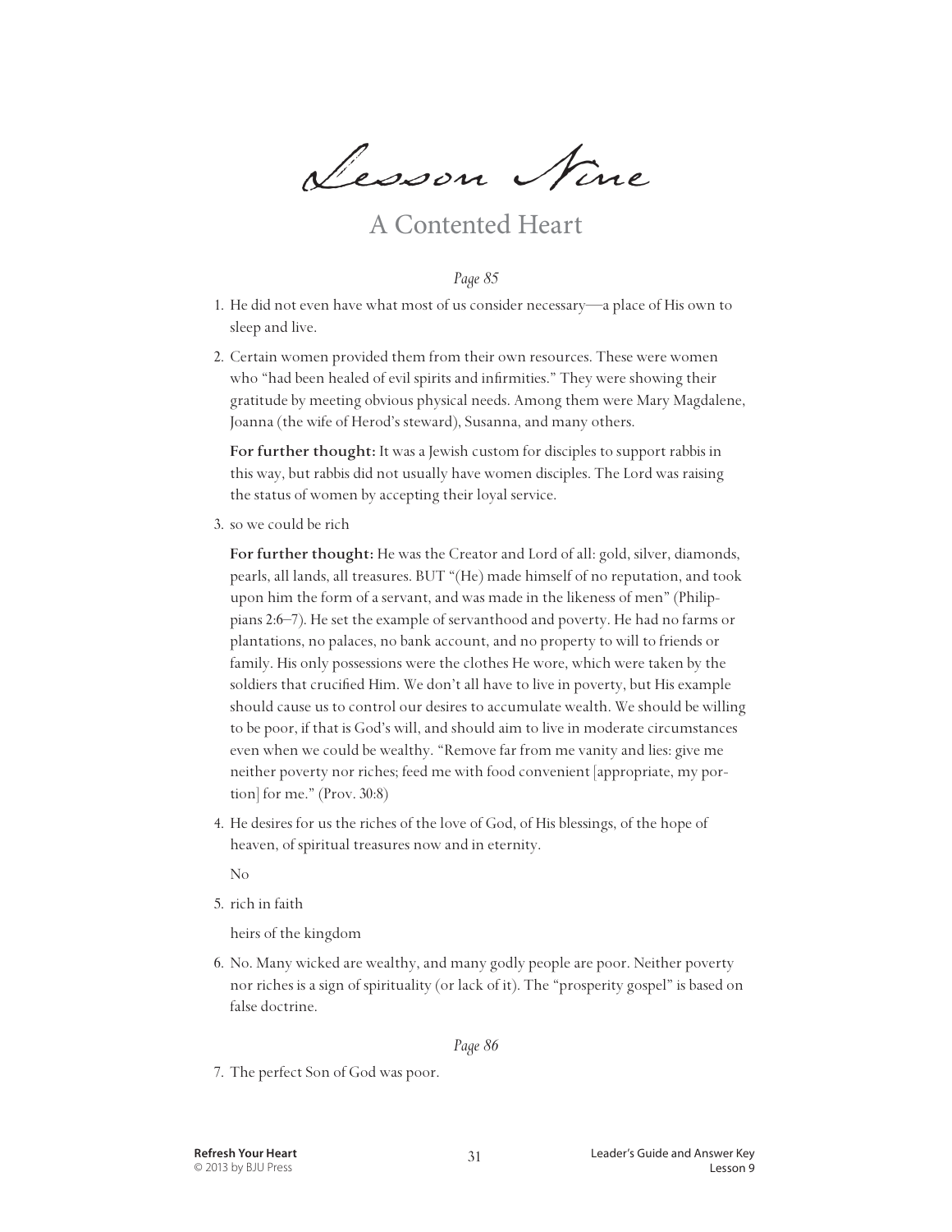# Lesson Nine

## A Contented Heart

*Page 85*

1. He did not even have what most of us consider necessary—a place of His own to sleep and live.

2. Certain women provided them from their own resources. These were women who "had been healed of evil spirits and infirmities." They were showing their gratitude by meeting obvious physical needs. Among them were Mary Magdalene, Joanna (the wife of Herod's steward), Susanna, and many others.

   **For further thought:** It was a Jewish custom for disciples to support rabbis in this way, but rabbis did not usually have women disciples. The Lord was raising the status of women by accepting their loyal service.

3. so we could be rich

   **For further thought:** He was the Creator and Lord of all: gold, silver, diamonds, pearls, all lands, all treasures. BUT "(He) made himself of no reputation, and took upon him the form of a servant, and was made in the likeness of men" (Philippians 2:6–7). He set the example of servanthood and poverty. He had no farms or plantations, no palaces, no bank account, and no property to will to friends or family. His only possessions were the clothes He wore, which were taken by the soldiers that crucified Him. We don't all have to live in poverty, but His example should cause us to control our desires to accumulate wealth. We should be willing to be poor, if that is God's will, and should aim to live in moderate circumstances even when we could be wealthy. "Remove far from me vanity and lies: give me neither poverty nor riches; feed me with food convenient [appropriate, my portion] for me." (Prov. 30:8)

4. He desires for us the riches of the love of God, of His blessings, of the hope of heaven, of spiritual treasures now and in eternity.

   No

5. rich in faith

   heirs of the kingdom

6. No. Many wicked are wealthy, and many godly people are poor. Neither poverty nor riches is a sign of spirituality (or lack of it). The "prosperity gospel" is based on false doctrine.

*Page 86*

7. The perfect Son of God was poor.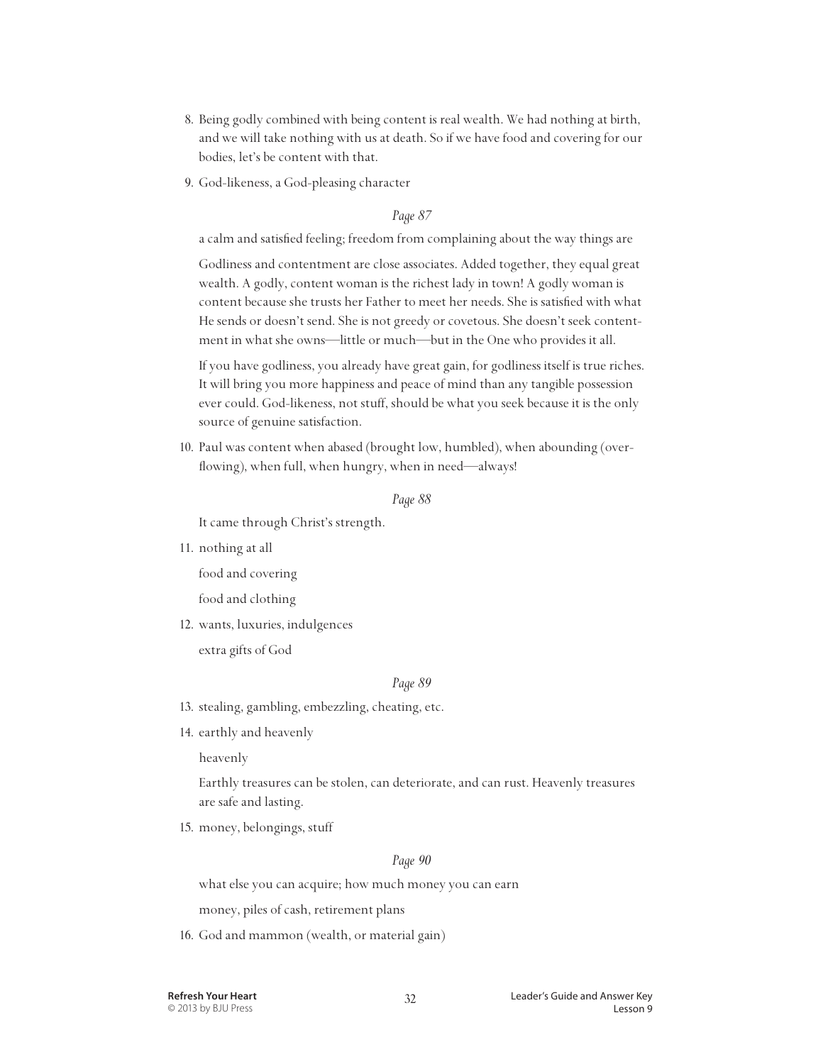8. Being godly combined with being content is real wealth. We had nothing at birth, and we will take nothing with us at death. So if we have food and covering for our bodies, let's be content with that.

9. God-likeness, a God-pleasing character

*Page 87*

a calm and satisfied feeling; freedom from complaining about the way things are

Godliness and contentment are close associates. Added together, they equal great wealth. A godly, content woman is the richest lady in town! A godly woman is content because she trusts her Father to meet her needs. She is satisfied with what He sends or doesn't send. She is not greedy or covetous. She doesn't seek contentment in what she owns—little or much—but in the One who provides it all.

If you have godliness, you already have great gain, for godliness itself is true riches. It will bring you more happiness and peace of mind than any tangible possession ever could. God-likeness, not stuff, should be what you seek because it is the only source of genuine satisfaction.

10. Paul was content when abased (brought low, humbled), when abounding (overflowing), when full, when hungry, when in need—always!

*Page 88*

It came through Christ's strength.

11. nothing at all

    food and covering

    food and clothing

12. wants, luxuries, indulgences

    extra gifts of God

*Page 89*

13. stealing, gambling, embezzling, cheating, etc.

14. earthly and heavenly

    heavenly

    Earthly treasures can be stolen, can deteriorate, and can rust. Heavenly treasures are safe and lasting.

15. money, belongings, stuff

*Page 90*

what else you can acquire; how much money you can earn

money, piles of cash, retirement plans

16. God and mammon (wealth, or material gain)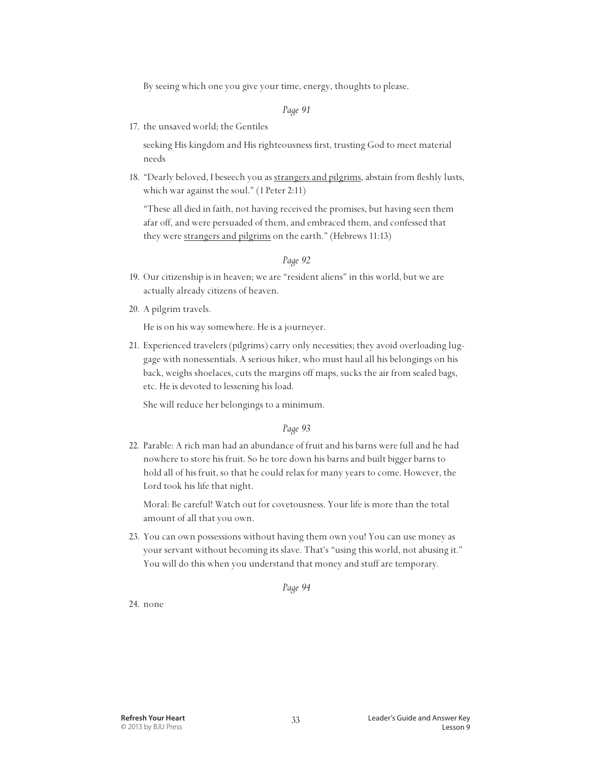By seeing which one you give your time, energy, thoughts to please.

*Page 91*

17. the unsaved world; the Gentiles

    seeking His kingdom and His righteousness first, trusting God to meet material needs

18. "Dearly beloved, I beseech you as <u>strangers and pilgrims</u>, abstain from fleshly lusts, which war against the soul." (1 Peter 2:11)

    "These all died in faith, not having received the promises, but having seen them afar off, and were persuaded of them, and embraced them, and confessed that they were <u>strangers and pilgrims</u> on the earth." (Hebrews 11:13)

*Page 92*

19. Our citizenship is in heaven; we are "resident aliens" in this world, but we are actually already citizens of heaven.

20. A pilgrim travels.

    He is on his way somewhere. He is a journeyer.

21. Experienced travelers (pilgrims) carry only necessities; they avoid overloading luggage with nonessentials. A serious hiker, who must haul all his belongings on his back, weighs shoelaces, cuts the margins off maps, sucks the air from sealed bags, etc. He is devoted to lessening his load.

    She will reduce her belongings to a minimum.

*Page 93*

22. Parable: A rich man had an abundance of fruit and his barns were full and he had nowhere to store his fruit. So he tore down his barns and built bigger barns to hold all of his fruit, so that he could relax for many years to come. However, the Lord took his life that night.

    Moral: Be careful! Watch out for covetousness. Your life is more than the total amount of all that you own.

23. You can own possessions without having them own you! You can use money as your servant without becoming its slave. That's "using this world, not abusing it." You will do this when you understand that money and stuff are temporary.

*Page 94*

24. none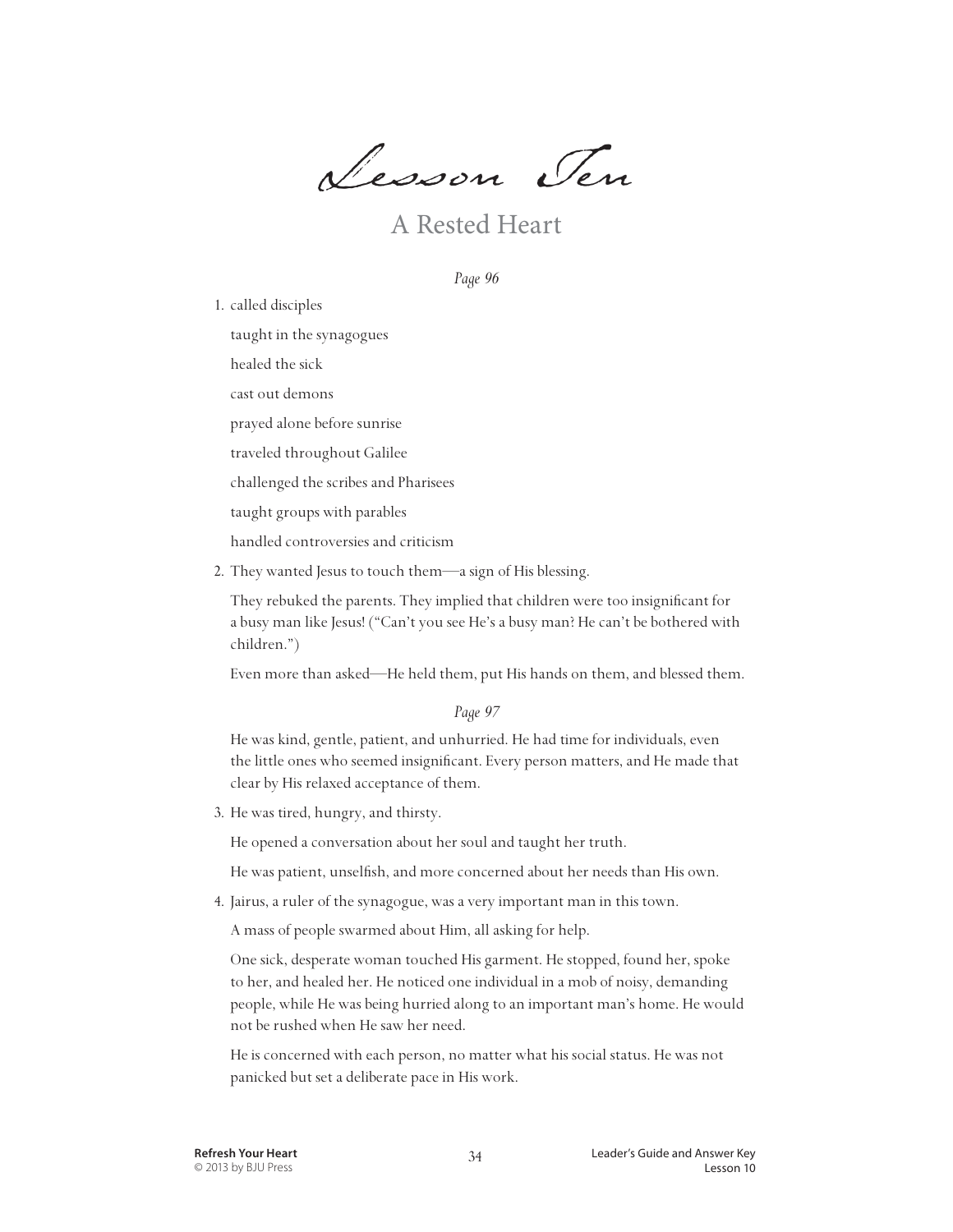# Lesson Ten

## A Rested Heart

*Page 96*

1. called disciples

   taught in the synagogues

   healed the sick

   cast out demons

   prayed alone before sunrise

   traveled throughout Galilee

   challenged the scribes and Pharisees

   taught groups with parables

   handled controversies and criticism

2. They wanted Jesus to touch them—a sign of His blessing.

   They rebuked the parents. They implied that children were too insignificant for a busy man like Jesus! ("Can't you see He's a busy man? He can't be bothered with children.")

   Even more than asked—He held them, put His hands on them, and blessed them.

*Page 97*

   He was kind, gentle, patient, and unhurried. He had time for individuals, even the little ones who seemed insignificant. Every person matters, and He made that clear by His relaxed acceptance of them.

3. He was tired, hungry, and thirsty.

   He opened a conversation about her soul and taught her truth.

   He was patient, unselfish, and more concerned about her needs than His own.

4. Jairus, a ruler of the synagogue, was a very important man in this town.

   A mass of people swarmed about Him, all asking for help.

   One sick, desperate woman touched His garment. He stopped, found her, spoke to her, and healed her. He noticed one individual in a mob of noisy, demanding people, while He was being hurried along to an important man's home. He would not be rushed when He saw her need.

   He is concerned with each person, no matter what his social status. He was not panicked but set a deliberate pace in His work.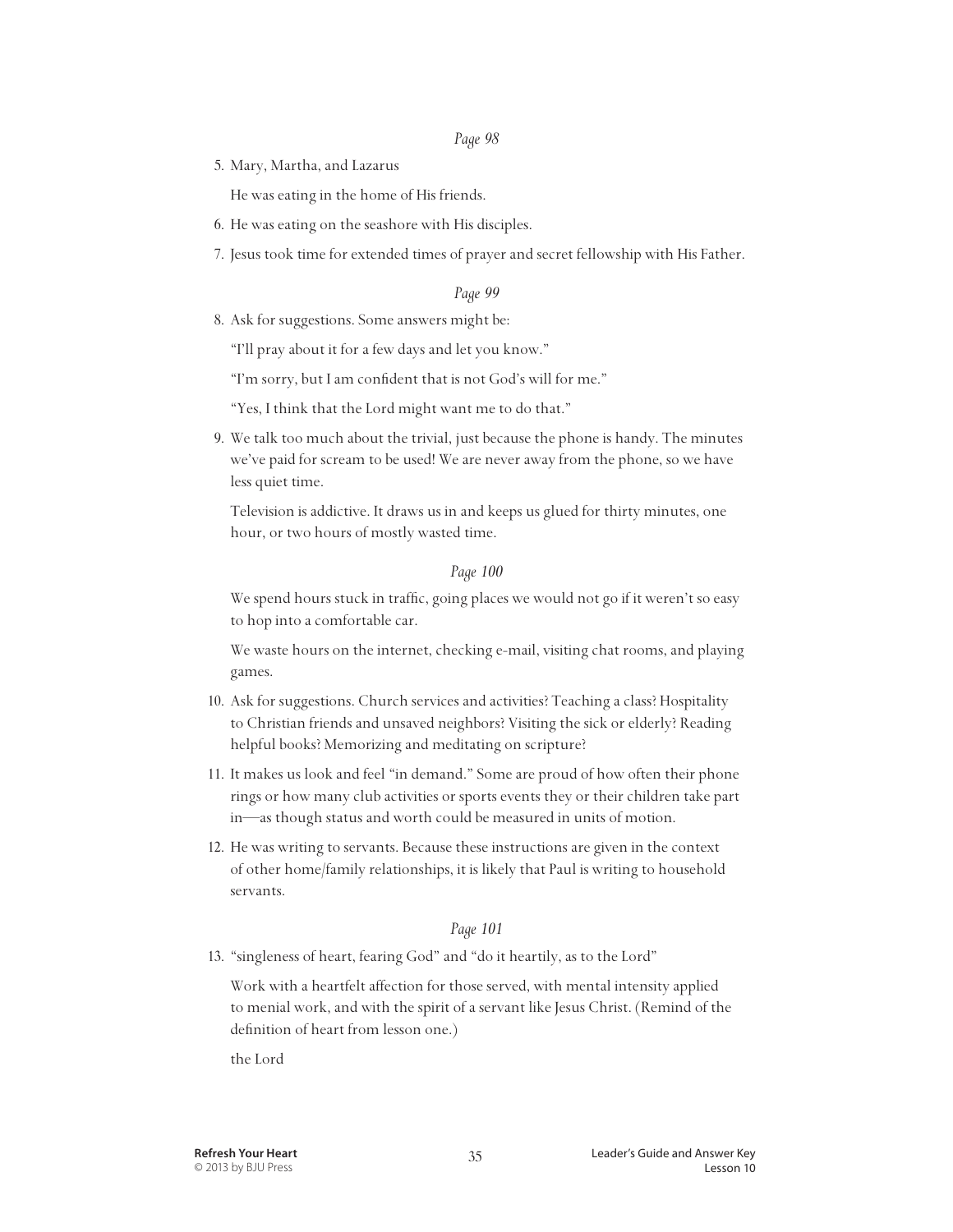*Page 98*

5. Mary, Martha, and Lazarus

   He was eating in the home of His friends.

6. He was eating on the seashore with His disciples.
7. Jesus took time for extended times of prayer and secret fellowship with His Father.

*Page 99*

8. Ask for suggestions. Some answers might be:

   "I'll pray about it for a few days and let you know."

   "I'm sorry, but I am confident that is not God's will for me."

   "Yes, I think that the Lord might want me to do that."

9. We talk too much about the trivial, just because the phone is handy. The minutes we've paid for scream to be used! We are never away from the phone, so we have less quiet time.

   Television is addictive. It draws us in and keeps us glued for thirty minutes, one hour, or two hours of mostly wasted time.

*Page 100*

   We spend hours stuck in traffic, going places we would not go if it weren't so easy to hop into a comfortable car.

   We waste hours on the internet, checking e-mail, visiting chat rooms, and playing games.

10. Ask for suggestions. Church services and activities? Teaching a class? Hospitality to Christian friends and unsaved neighbors? Visiting the sick or elderly? Reading helpful books? Memorizing and meditating on scripture?
11. It makes us look and feel "in demand." Some are proud of how often their phone rings or how many club activities or sports events they or their children take part in—as though status and worth could be measured in units of motion.
12. He was writing to servants. Because these instructions are given in the context of other home/family relationships, it is likely that Paul is writing to household servants.

*Page 101*

13. "singleness of heart, fearing God" and "do it heartily, as to the Lord"

    Work with a heartfelt affection for those served, with mental intensity applied to menial work, and with the spirit of a servant like Jesus Christ. (Remind of the definition of heart from lesson one.)

    the Lord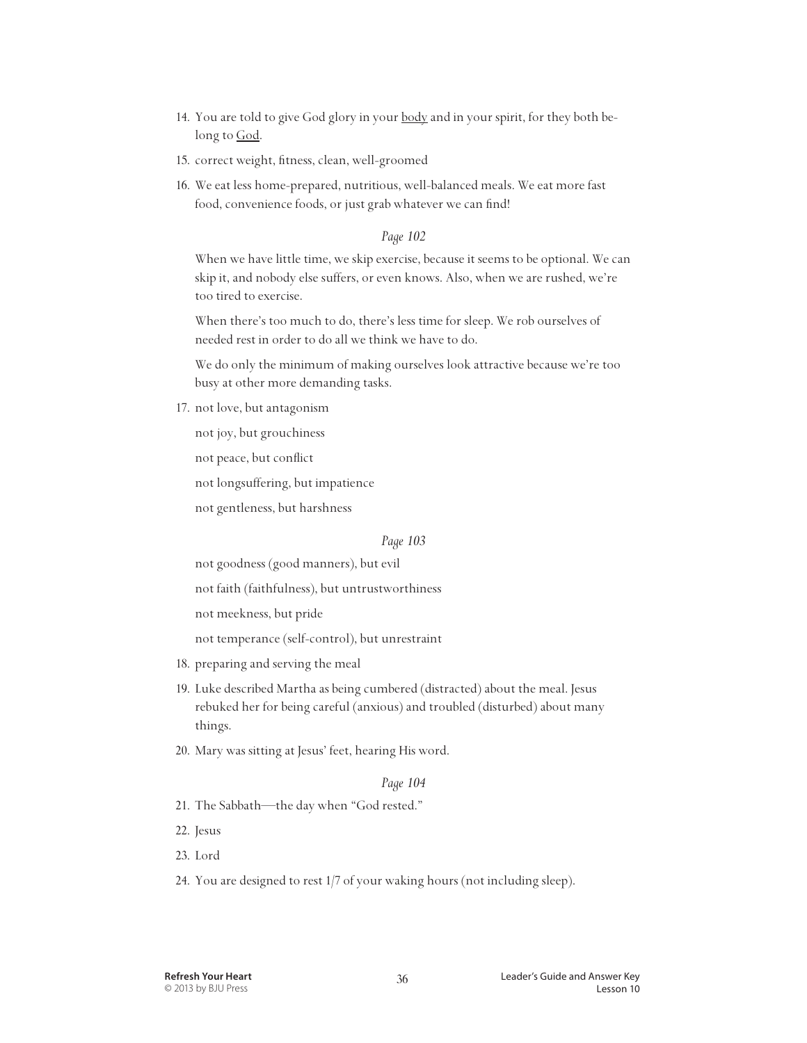14. You are told to give God glory in your <u>body</u> and in your spirit, for they both belong to <u>God</u>.
15. correct weight, fitness, clean, well-groomed
16. We eat less home-prepared, nutritious, well-balanced meals. We eat more fast food, convenience foods, or just grab whatever we can find!

*Page 102*

When we have little time, we skip exercise, because it seems to be optional. We can skip it, and nobody else suffers, or even knows. Also, when we are rushed, we're too tired to exercise.

When there's too much to do, there's less time for sleep. We rob ourselves of needed rest in order to do all we think we have to do.

We do only the minimum of making ourselves look attractive because we're too busy at other more demanding tasks.

17. not love, but antagonism

    not joy, but grouchiness

    not peace, but conflict

    not longsuffering, but impatience

    not gentleness, but harshness

*Page 103*

not goodness (good manners), but evil

not faith (faithfulness), but untrustworthiness

not meekness, but pride

not temperance (self-control), but unrestraint

18. preparing and serving the meal
19. Luke described Martha as being cumbered (distracted) about the meal. Jesus rebuked her for being careful (anxious) and troubled (disturbed) about many things.
20. Mary was sitting at Jesus' feet, hearing His word.

*Page 104*

21. The Sabbath—the day when "God rested."
22. Jesus
23. Lord
24. You are designed to rest 1/7 of your waking hours (not including sleep).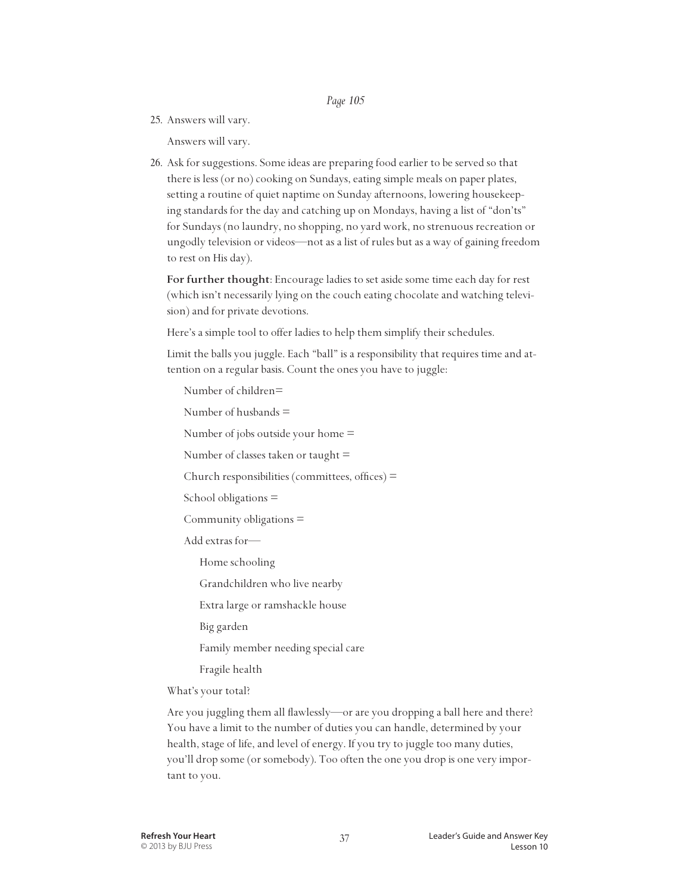*Page 105*

25. Answers will vary.

    Answers will vary.

26. Ask for suggestions. Some ideas are preparing food earlier to be served so that there is less (or no) cooking on Sundays, eating simple meals on paper plates, setting a routine of quiet naptime on Sunday afternoons, lowering housekeeping standards for the day and catching up on Mondays, having a list of "don'ts" for Sundays (no laundry, no shopping, no yard work, no strenuous recreation or ungodly television or videos—not as a list of rules but as a way of gaining freedom to rest on His day).

    **For further thought**: Encourage ladies to set aside some time each day for rest (which isn't necessarily lying on the couch eating chocolate and watching television) and for private devotions.

    Here's a simple tool to offer ladies to help them simplify their schedules.

    Limit the balls you juggle. Each "ball" is a responsibility that requires time and attention on a regular basis. Count the ones you have to juggle:

    Number of children=

    Number of husbands =

    Number of jobs outside your home =

    Number of classes taken or taught =

    Church responsibilities (committees, offices) =

    School obligations =

    Community obligations =

    Add extras for—

    Home schooling

    Grandchildren who live nearby

    Extra large or ramshackle house

    Big garden

    Family member needing special care

    Fragile health

    What's your total?

    Are you juggling them all flawlessly—or are you dropping a ball here and there? You have a limit to the number of duties you can handle, determined by your health, stage of life, and level of energy. If you try to juggle too many duties, you'll drop some (or somebody). Too often the one you drop is one very important to you.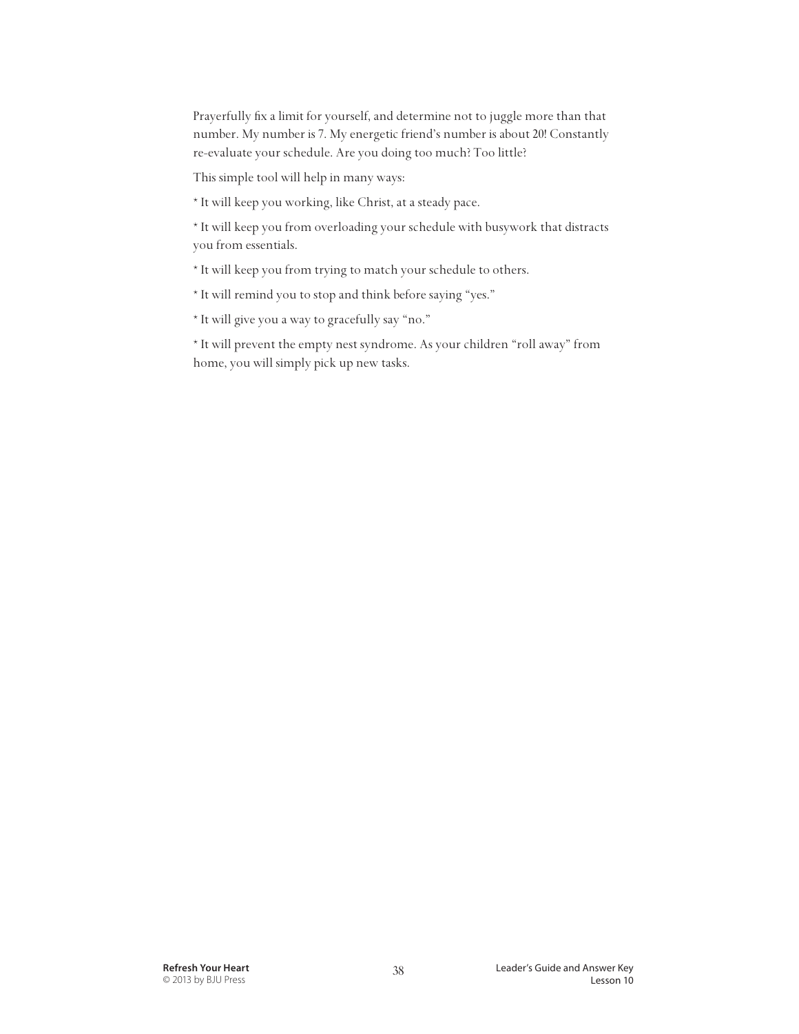Prayerfully fix a limit for yourself, and determine not to juggle more than that number. My number is 7. My energetic friend's number is about 20! Constantly re-evaluate your schedule. Are you doing too much? Too little?

This simple tool will help in many ways:

* It will keep you working, like Christ, at a steady pace.

* It will keep you from overloading your schedule with busywork that distracts you from essentials.

* It will keep you from trying to match your schedule to others.

* It will remind you to stop and think before saying "yes."

* It will give you a way to gracefully say "no."

* It will prevent the empty nest syndrome. As your children "roll away" from home, you will simply pick up new tasks.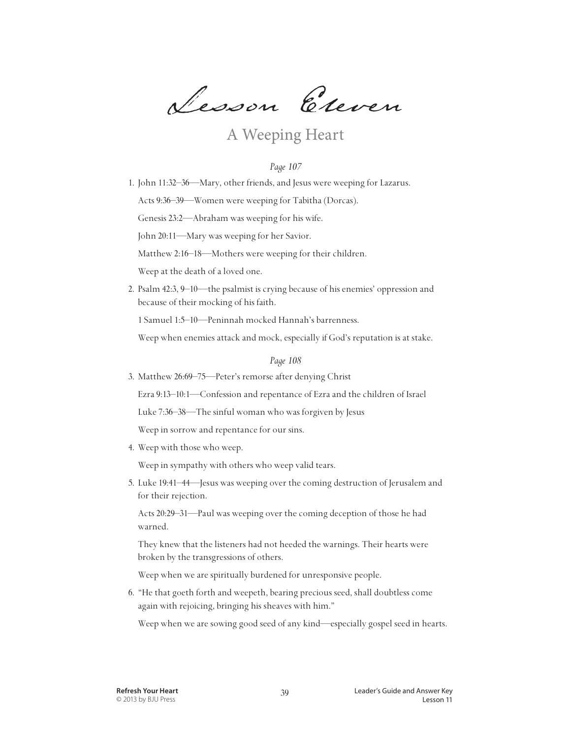# Lesson Eleven

## A Weeping Heart

*Page 107*

1. John 11:32–36—Mary, other friends, and Jesus were weeping for Lazarus.

   Acts 9:36–39—Women were weeping for Tabitha (Dorcas).

   Genesis 23:2—Abraham was weeping for his wife.

   John 20:11—Mary was weeping for her Savior.

   Matthew 2:16–18—Mothers were weeping for their children.

   Weep at the death of a loved one.

2. Psalm 42:3, 9–10—the psalmist is crying because of his enemies' oppression and because of their mocking of his faith.

   1 Samuel 1:5–10—Peninnah mocked Hannah's barrenness.

   Weep when enemies attack and mock, especially if God's reputation is at stake.

*Page 108*

3. Matthew 26:69–75—Peter's remorse after denying Christ

   Ezra 9:13–10:1—Confession and repentance of Ezra and the children of Israel

   Luke 7:36–38—The sinful woman who was forgiven by Jesus

   Weep in sorrow and repentance for our sins.

4. Weep with those who weep.

   Weep in sympathy with others who weep valid tears.

5. Luke 19:41–44—Jesus was weeping over the coming destruction of Jerusalem and for their rejection.

   Acts 20:29–31—Paul was weeping over the coming deception of those he had warned.

   They knew that the listeners had not heeded the warnings. Their hearts were broken by the transgressions of others.

   Weep when we are spiritually burdened for unresponsive people.

6. "He that goeth forth and weepeth, bearing precious seed, shall doubtless come again with rejoicing, bringing his sheaves with him."

   Weep when we are sowing good seed of any kind—especially gospel seed in hearts.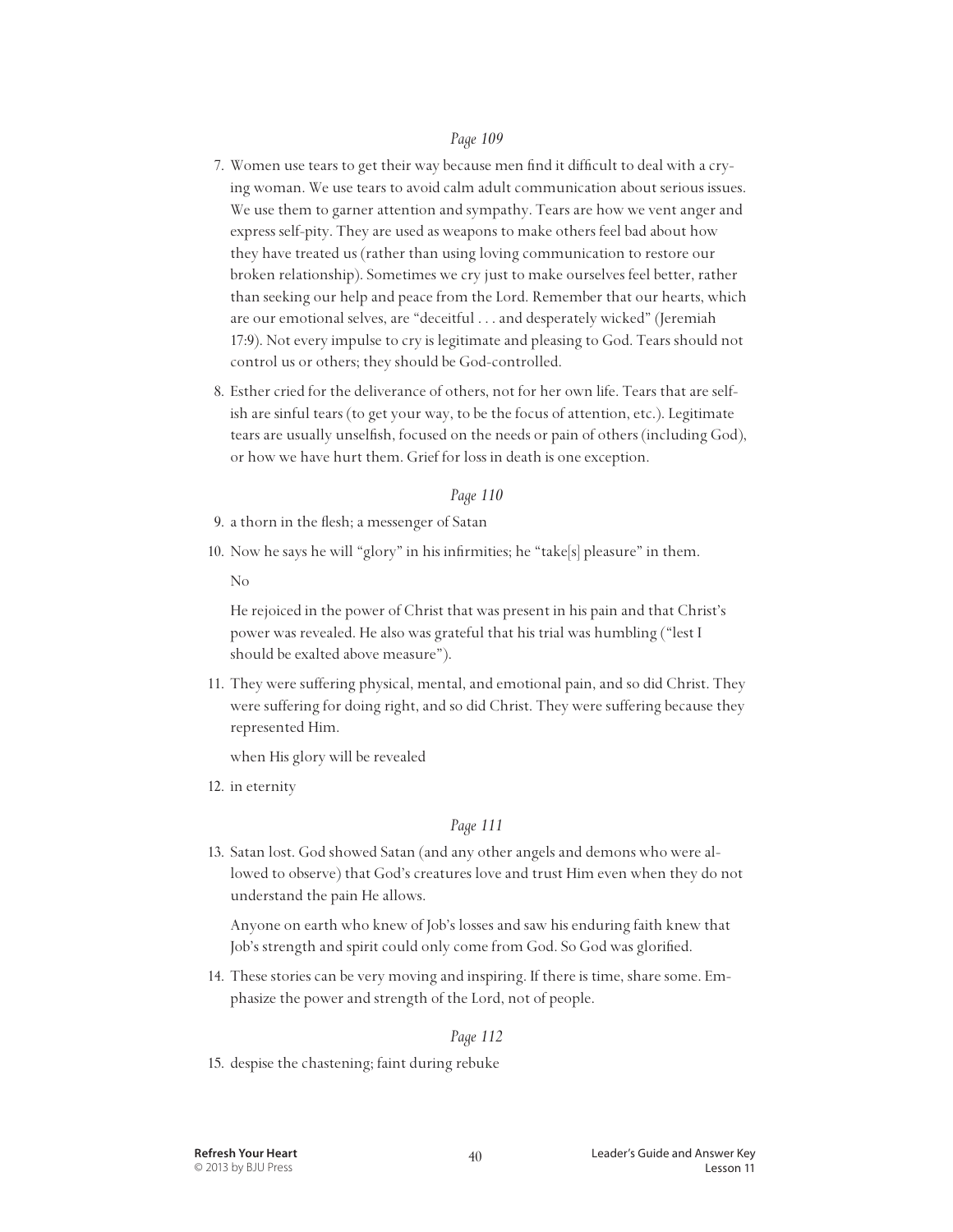*Page 109*

7. Women use tears to get their way because men find it difficult to deal with a crying woman. We use tears to avoid calm adult communication about serious issues. We use them to garner attention and sympathy. Tears are how we vent anger and express self-pity. They are used as weapons to make others feel bad about how they have treated us (rather than using loving communication to restore our broken relationship). Sometimes we cry just to make ourselves feel better, rather than seeking our help and peace from the Lord. Remember that our hearts, which are our emotional selves, are "deceitful . . . and desperately wicked" (Jeremiah 17:9). Not every impulse to cry is legitimate and pleasing to God. Tears should not control us or others; they should be God-controlled.

8. Esther cried for the deliverance of others, not for her own life. Tears that are selfish are sinful tears (to get your way, to be the focus of attention, etc.). Legitimate tears are usually unselfish, focused on the needs or pain of others (including God), or how we have hurt them. Grief for loss in death is one exception.

*Page 110*

9. a thorn in the flesh; a messenger of Satan

10. Now he says he will "glory" in his infirmities; he "take[s] pleasure" in them.

    No

    He rejoiced in the power of Christ that was present in his pain and that Christ's power was revealed. He also was grateful that his trial was humbling ("lest I should be exalted above measure").

11. They were suffering physical, mental, and emotional pain, and so did Christ. They were suffering for doing right, and so did Christ. They were suffering because they represented Him.

    when His glory will be revealed

12. in eternity

*Page 111*

13. Satan lost. God showed Satan (and any other angels and demons who were allowed to observe) that God's creatures love and trust Him even when they do not understand the pain He allows.

    Anyone on earth who knew of Job's losses and saw his enduring faith knew that Job's strength and spirit could only come from God. So God was glorified.

14. These stories can be very moving and inspiring. If there is time, share some. Emphasize the power and strength of the Lord, not of people.

*Page 112*

15. despise the chastening; faint during rebuke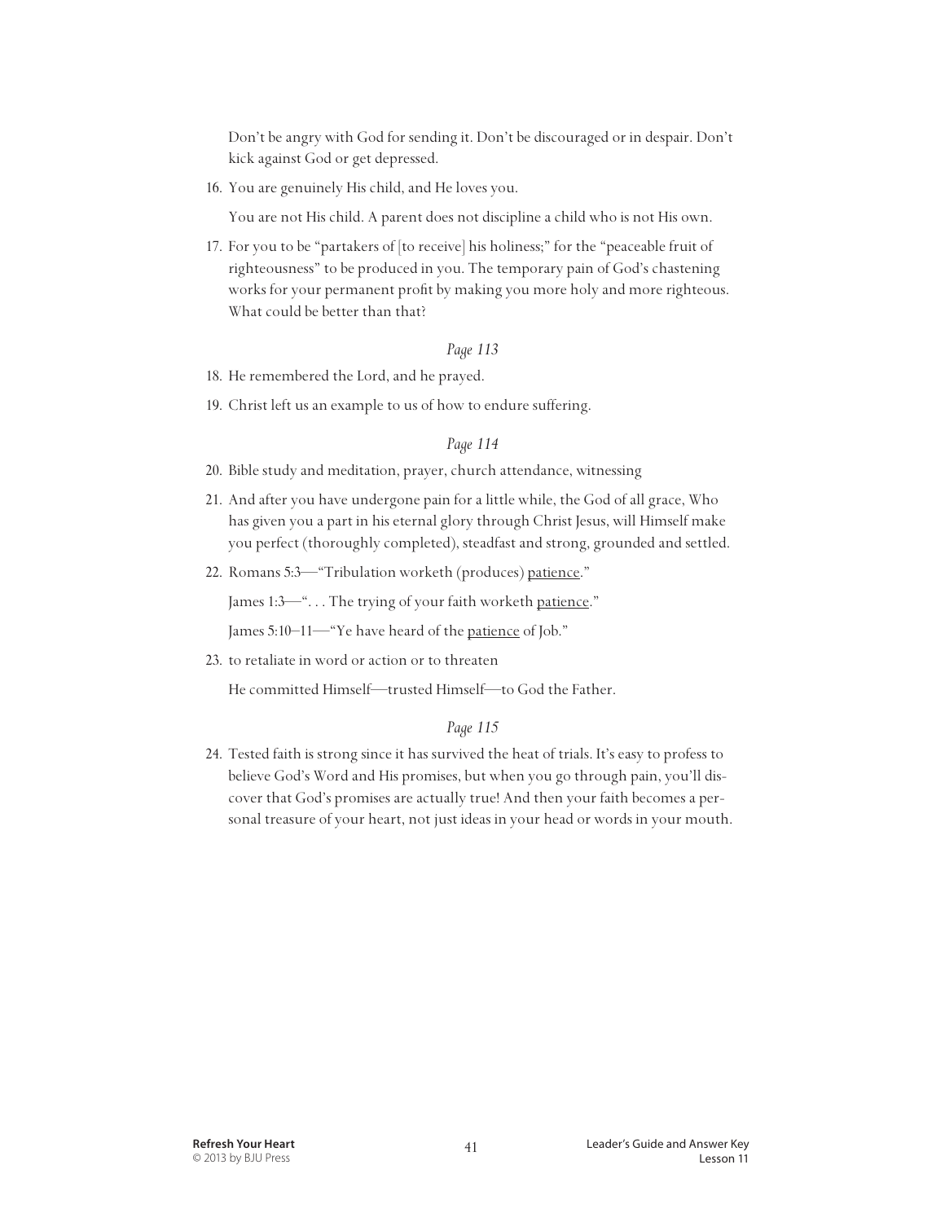Don't be angry with God for sending it. Don't be discouraged or in despair. Don't kick against God or get depressed.

16. You are genuinely His child, and He loves you.

    You are not His child. A parent does not discipline a child who is not His own.

17. For you to be "partakers of [to receive] his holiness;" for the "peaceable fruit of righteousness" to be produced in you. The temporary pain of God's chastening works for your permanent profit by making you more holy and more righteous. What could be better than that?

*Page 113*

18. He remembered the Lord, and he prayed.
19. Christ left us an example to us of how to endure suffering.

*Page 114*

20. Bible study and meditation, prayer, church attendance, witnessing
21. And after you have undergone pain for a little while, the God of all grace, Who has given you a part in his eternal glory through Christ Jesus, will Himself make you perfect (thoroughly completed), steadfast and strong, grounded and settled.
22. Romans 5:3—"Tribulation worketh (produces) <u>patience</u>."

    James 1:3—". . . The trying of your faith worketh <u>patience</u>."

    James 5:10–11—"Ye have heard of the <u>patience</u> of Job."

23. to retaliate in word or action or to threaten

    He committed Himself—trusted Himself—to God the Father.

*Page 115*

24. Tested faith is strong since it has survived the heat of trials. It's easy to profess to believe God's Word and His promises, but when you go through pain, you'll discover that God's promises are actually true! And then your faith becomes a personal treasure of your heart, not just ideas in your head or words in your mouth.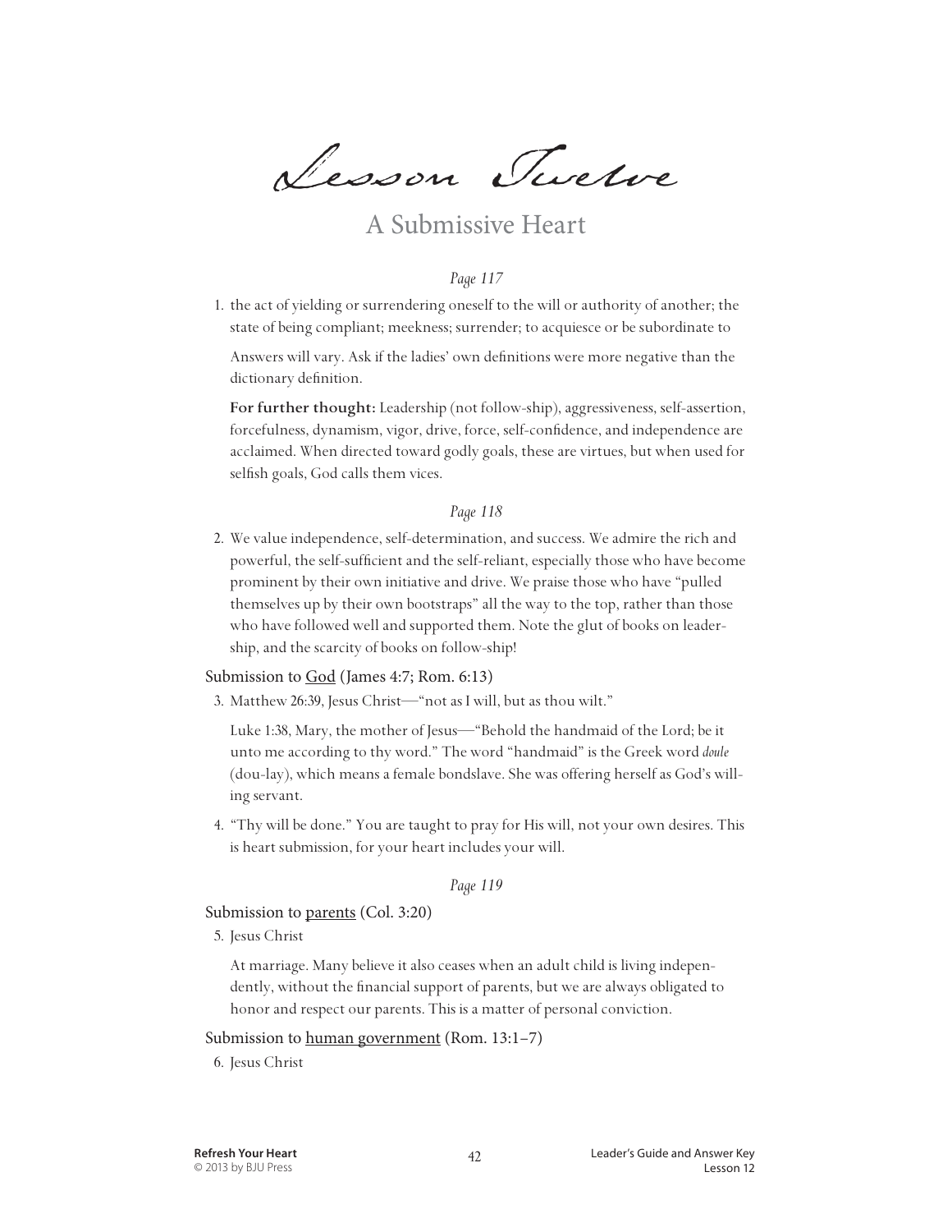# Lesson Twelve

## A Submissive Heart

*Page 117*

1. the act of yielding or surrendering oneself to the will or authority of another; the state of being compliant; meekness; surrender; to acquiesce or be subordinate to

   Answers will vary. Ask if the ladies' own definitions were more negative than the dictionary definition.

   **For further thought:** Leadership (not follow-ship), aggressiveness, self-assertion, forcefulness, dynamism, vigor, drive, force, self-confidence, and independence are acclaimed. When directed toward godly goals, these are virtues, but when used for selfish goals, God calls them vices.

*Page 118*

2. We value independence, self-determination, and success. We admire the rich and powerful, the self-sufficient and the self-reliant, especially those who have become prominent by their own initiative and drive. We praise those who have "pulled themselves up by their own bootstraps" all the way to the top, rather than those who have followed well and supported them. Note the glut of books on leadership, and the scarcity of books on follow-ship!

Submission to God (James 4:7; Rom. 6:13)

3. Matthew 26:39, Jesus Christ—"not as I will, but as thou wilt."

   Luke 1:38, Mary, the mother of Jesus—"Behold the handmaid of the Lord; be it unto me according to thy word." The word "handmaid" is the Greek word *doule* (dou-lay), which means a female bondslave. She was offering herself as God's willing servant.

4. "Thy will be done." You are taught to pray for His will, not your own desires. This is heart submission, for your heart includes your will.

*Page 119*

Submission to parents (Col. 3:20)

5. Jesus Christ

   At marriage. Many believe it also ceases when an adult child is living independently, without the financial support of parents, but we are always obligated to honor and respect our parents. This is a matter of personal conviction.

Submission to human government (Rom. 13:1–7)

6. Jesus Christ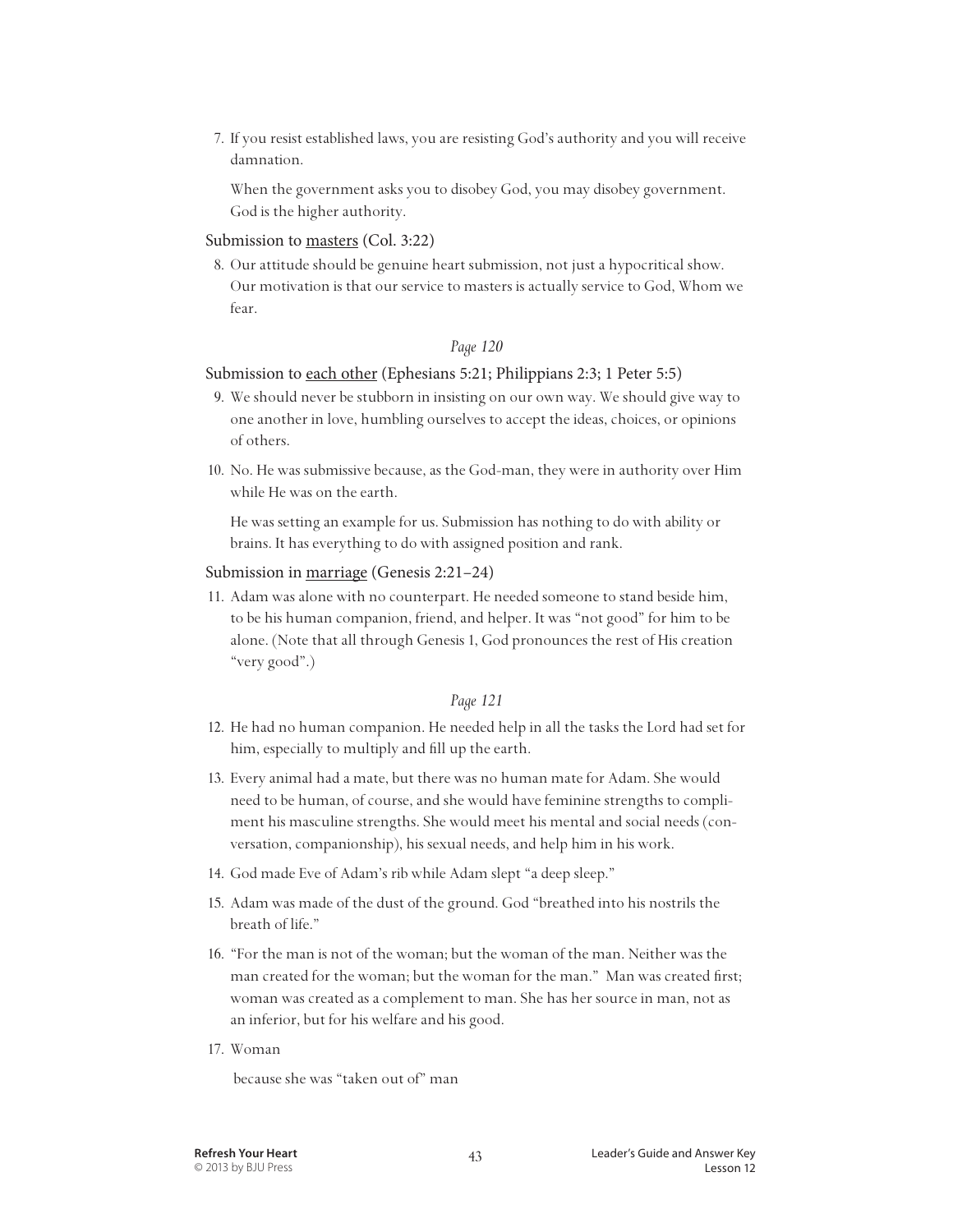7. If you resist established laws, you are resisting God's authority and you will receive damnation.

   When the government asks you to disobey God, you may disobey government. God is the higher authority.

Submission to <u>masters</u> (Col. 3:22)

8. Our attitude should be genuine heart submission, not just a hypocritical show. Our motivation is that our service to masters is actually service to God, Whom we fear.

*Page 120*

Submission to <u>each other</u> (Ephesians 5:21; Philippians 2:3; 1 Peter 5:5)

9. We should never be stubborn in insisting on our own way. We should give way to one another in love, humbling ourselves to accept the ideas, choices, or opinions of others.

10. No. He was submissive because, as the God-man, they were in authority over Him while He was on the earth.

    He was setting an example for us. Submission has nothing to do with ability or brains. It has everything to do with assigned position and rank.

Submission in <u>marriage</u> (Genesis 2:21–24)

11. Adam was alone with no counterpart. He needed someone to stand beside him, to be his human companion, friend, and helper. It was "not good" for him to be alone. (Note that all through Genesis 1, God pronounces the rest of His creation "very good".)

*Page 121*

12. He had no human companion. He needed help in all the tasks the Lord had set for him, especially to multiply and fill up the earth.

13. Every animal had a mate, but there was no human mate for Adam. She would need to be human, of course, and she would have feminine strengths to compliment his masculine strengths. She would meet his mental and social needs (conversation, companionship), his sexual needs, and help him in his work.

14. God made Eve of Adam's rib while Adam slept "a deep sleep."

15. Adam was made of the dust of the ground. God "breathed into his nostrils the breath of life."

16. "For the man is not of the woman; but the woman of the man. Neither was the man created for the woman; but the woman for the man." Man was created first; woman was created as a complement to man. She has her source in man, not as an inferior, but for his welfare and his good.

17. Woman

    because she was "taken out of" man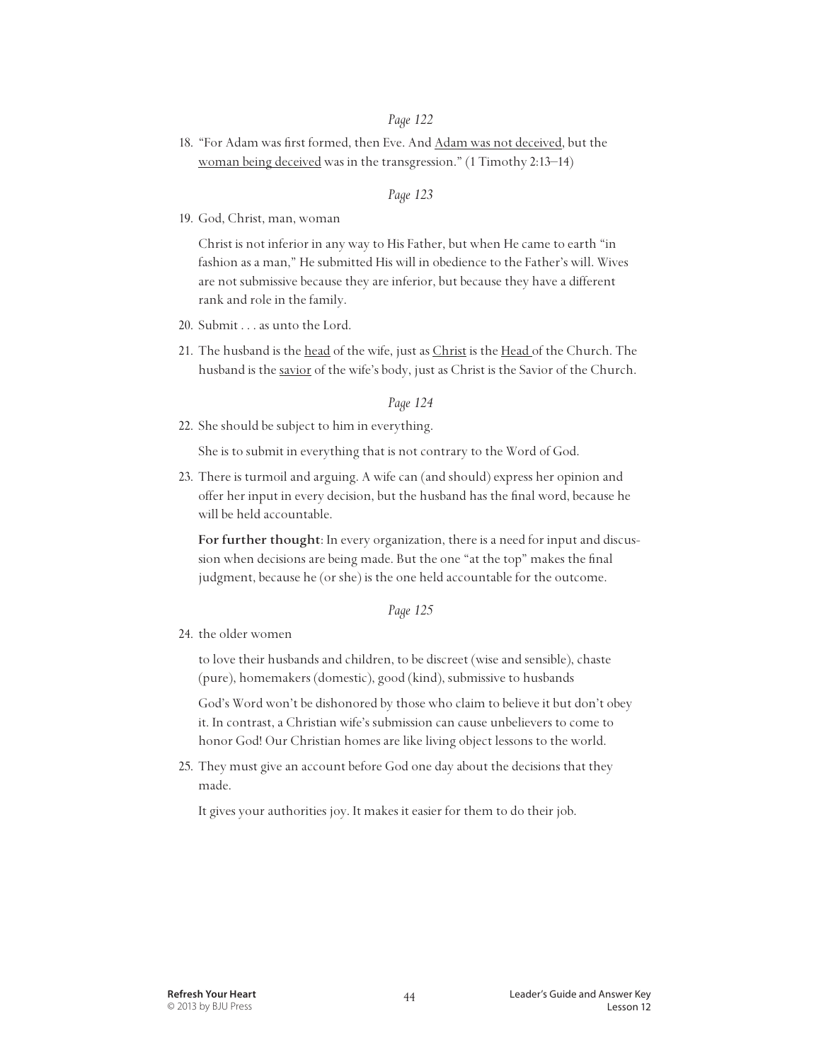*Page 122*

18. "For Adam was first formed, then Eve. And <u>Adam was not deceived</u>, but the <u>woman being deceived</u> was in the transgression." (1 Timothy 2:13–14)

*Page 123*

19. God, Christ, man, woman

    Christ is not inferior in any way to His Father, but when He came to earth "in fashion as a man," He submitted His will in obedience to the Father's will. Wives are not submissive because they are inferior, but because they have a different rank and role in the family.

20. Submit . . . as unto the Lord.

21. The husband is the <u>head</u> of the wife, just as <u>Christ</u> is the <u>Head</u> of the Church. The husband is the <u>savior</u> of the wife's body, just as Christ is the Savior of the Church.

*Page 124*

22. She should be subject to him in everything.

    She is to submit in everything that is not contrary to the Word of God.

23. There is turmoil and arguing. A wife can (and should) express her opinion and offer her input in every decision, but the husband has the final word, because he will be held accountable.

    **For further thought**: In every organization, there is a need for input and discussion when decisions are being made. But the one "at the top" makes the final judgment, because he (or she) is the one held accountable for the outcome.

*Page 125*

24. the older women

    to love their husbands and children, to be discreet (wise and sensible), chaste (pure), homemakers (domestic), good (kind), submissive to husbands

    God's Word won't be dishonored by those who claim to believe it but don't obey it. In contrast, a Christian wife's submission can cause unbelievers to come to honor God! Our Christian homes are like living object lessons to the world.

25. They must give an account before God one day about the decisions that they made.

    It gives your authorities joy. It makes it easier for them to do their job.